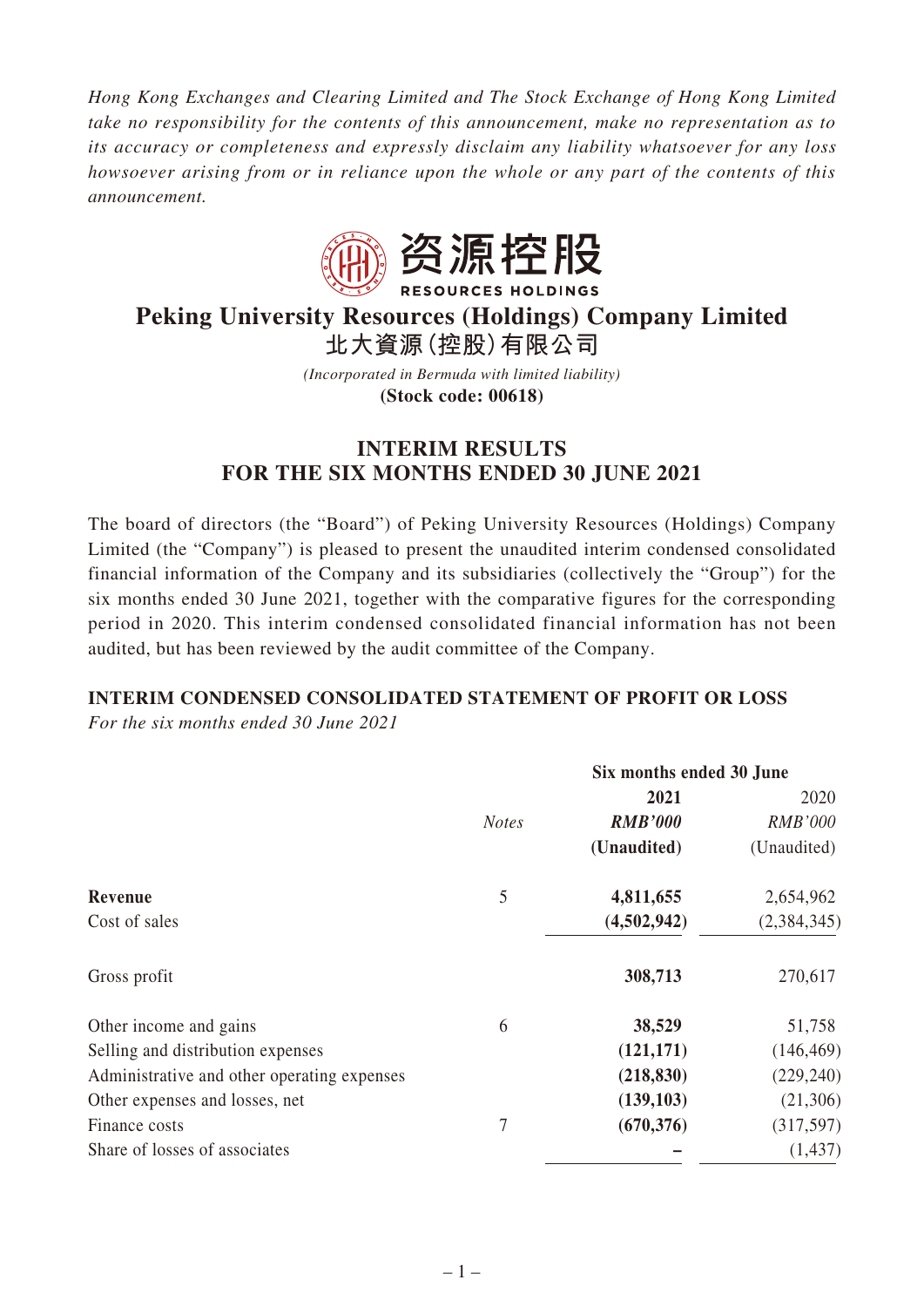*Hong Kong Exchanges and Clearing Limited and The Stock Exchange of Hong Kong Limited take no responsibility for the contents of this announcement, make no representation as to its accuracy or completeness and expressly disclaim any liability whatsoever for any loss howsoever arising from or in reliance upon the whole or any part of the contents of this announcement.*

资源控股
RESOURCES HOLDINGS

# Peking University Resources (Holdings) Company Limited
# 北大資源(控股)有限公司

*(Incorporated in Bermuda with limited liability)*
**(Stock code: 00618)**

## INTERIM RESULTS FOR THE SIX MONTHS ENDED 30 JUNE 2021

The board of directors (the "Board") of Peking University Resources (Holdings) Company Limited (the "Company") is pleased to present the unaudited interim condensed consolidated financial information of the Company and its subsidiaries (collectively the "Group") for the six months ended 30 June 2021, together with the comparative figures for the corresponding period in 2020. This interim condensed consolidated financial information has not been audited, but has been reviewed by the audit committee of the Company.

### INTERIM CONDENSED CONSOLIDATED STATEMENT OF PROFIT OR LOSS

*For the six months ended 30 June 2021*

| | | Six months ended 30 June | |
|---|---|---|---|
| | *Notes* | **2021** | 2020 |
| | | ***RMB'000*** | *RMB'000* |
| | | **(Unaudited)** | (Unaudited) |
| **Revenue** | 5 | **4,811,655** | 2,654,962 |
| Cost of sales | | **(4,502,942)** | (2,384,345) |
| Gross profit | | **308,713** | 270,617 |
| Other income and gains | 6 | **38,529** | 51,758 |
| Selling and distribution expenses | | **(121,171)** | (146,469) |
| Administrative and other operating expenses | | **(218,830)** | (229,240) |
| Other expenses and losses, net | | **(139,103)** | (21,306) |
| Finance costs | 7 | **(670,376)** | (317,597) |
| Share of losses of associates | | **–** | (1,437) |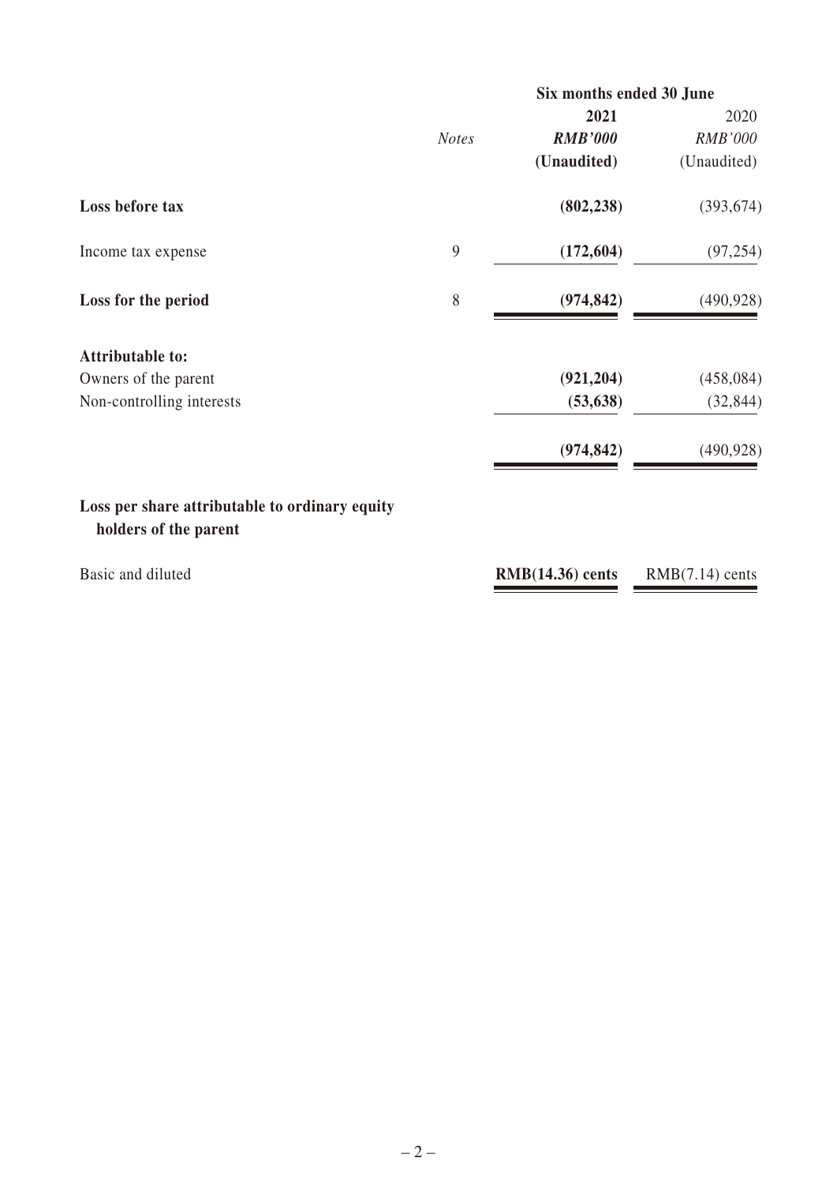| | | Six months ended 30 June | |
|---|---|---|---|
| | | **2021** | 2020 |
| | *Notes* | ***RMB'000*** | *RMB'000* |
| | | **(Unaudited)** | (Unaudited) |
| **Loss before tax** | | **(802,238)** | (393,674) |
| Income tax expense | 9 | **(172,604)** | (97,254) |
| **Loss for the period** | 8 | **(974,842)** | (490,928) |
| **Attributable to:** | | | |
| Owners of the parent | | **(921,204)** | (458,084) |
| Non-controlling interests | | **(53,638)** | (32,844) |
| | | **(974,842)** | (490,928) |
| **Loss per share attributable to ordinary equity holders of the parent** | | | |
| Basic and diluted | | **RMB(14.36) cents** | RMB(7.14) cents |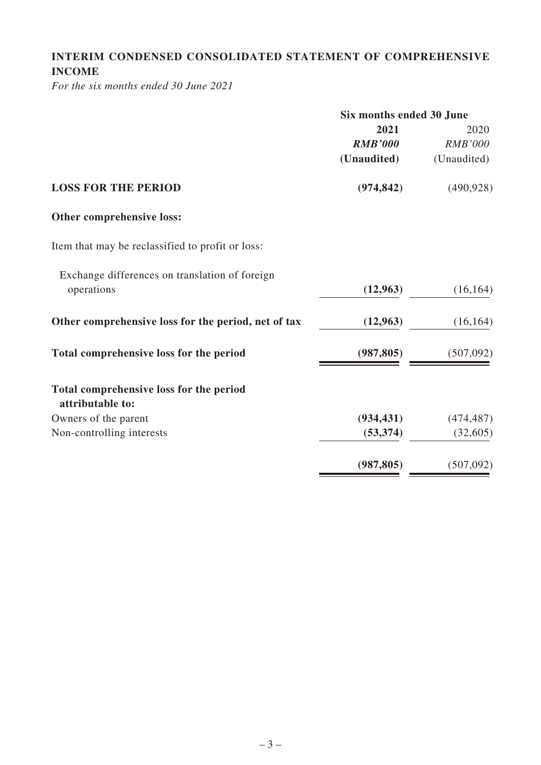# INTERIM CONDENSED CONSOLIDATED STATEMENT OF COMPREHENSIVE INCOME

*For the six months ended 30 June 2021*

| | Six months ended 30 June | |
|---|---|---|
| | **2021** | 2020 |
| | ***RMB'000*** | *RMB'000* |
| | **(Unaudited)** | (Unaudited) |
| **LOSS FOR THE PERIOD** | **(974,842)** | (490,928) |
| **Other comprehensive loss:** | | |
| Item that may be reclassified to profit or loss: | | |
| Exchange differences on translation of foreign operations | **(12,963)** | (16,164) |
| **Other comprehensive loss for the period, net of tax** | **(12,963)** | (16,164) |
| **Total comprehensive loss for the period** | **(987,805)** | (507,092) |
| **Total comprehensive loss for the period attributable to:** | | |
| Owners of the parent | **(934,431)** | (474,487) |
| Non-controlling interests | **(53,374)** | (32,605) |
| | **(987,805)** | (507,092) |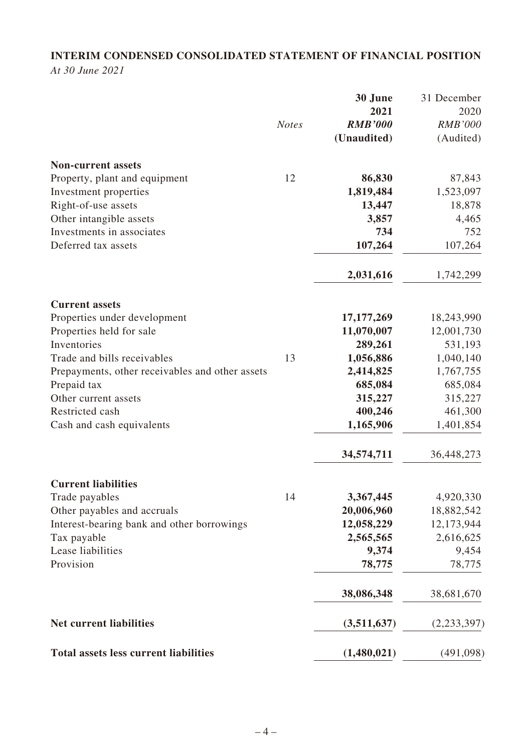## INTERIM CONDENSED CONSOLIDATED STATEMENT OF FINANCIAL POSITION

*At 30 June 2021*

| | *Notes* | **30 June 2021** ***RMB'000*** **(Unaudited)** | 31 December 2020 *RMB'000* (Audited) |
|---|---|---|---|
| **Non-current assets** | | | |
| Property, plant and equipment | 12 | **86,830** | 87,843 |
| Investment properties | | **1,819,484** | 1,523,097 |
| Right-of-use assets | | **13,447** | 18,878 |
| Other intangible assets | | **3,857** | 4,465 |
| Investments in associates | | **734** | 752 |
| Deferred tax assets | | **107,264** | 107,264 |
| | | **2,031,616** | 1,742,299 |
| **Current assets** | | | |
| Properties under development | | **17,177,269** | 18,243,990 |
| Properties held for sale | | **11,070,007** | 12,001,730 |
| Inventories | | **289,261** | 531,193 |
| Trade and bills receivables | 13 | **1,056,886** | 1,040,140 |
| Prepayments, other receivables and other assets | | **2,414,825** | 1,767,755 |
| Prepaid tax | | **685,084** | 685,084 |
| Other current assets | | **315,227** | 315,227 |
| Restricted cash | | **400,246** | 461,300 |
| Cash and cash equivalents | | **1,165,906** | 1,401,854 |
| | | **34,574,711** | 36,448,273 |
| **Current liabilities** | | | |
| Trade payables | 14 | **3,367,445** | 4,920,330 |
| Other payables and accruals | | **20,006,960** | 18,882,542 |
| Interest-bearing bank and other borrowings | | **12,058,229** | 12,173,944 |
| Tax payable | | **2,565,565** | 2,616,625 |
| Lease liabilities | | **9,374** | 9,454 |
| Provision | | **78,775** | 78,775 |
| | | **38,086,348** | 38,681,670 |
| **Net current liabilities** | | **(3,511,637)** | (2,233,397) |
| **Total assets less current liabilities** | | **(1,480,021)** | (491,098) |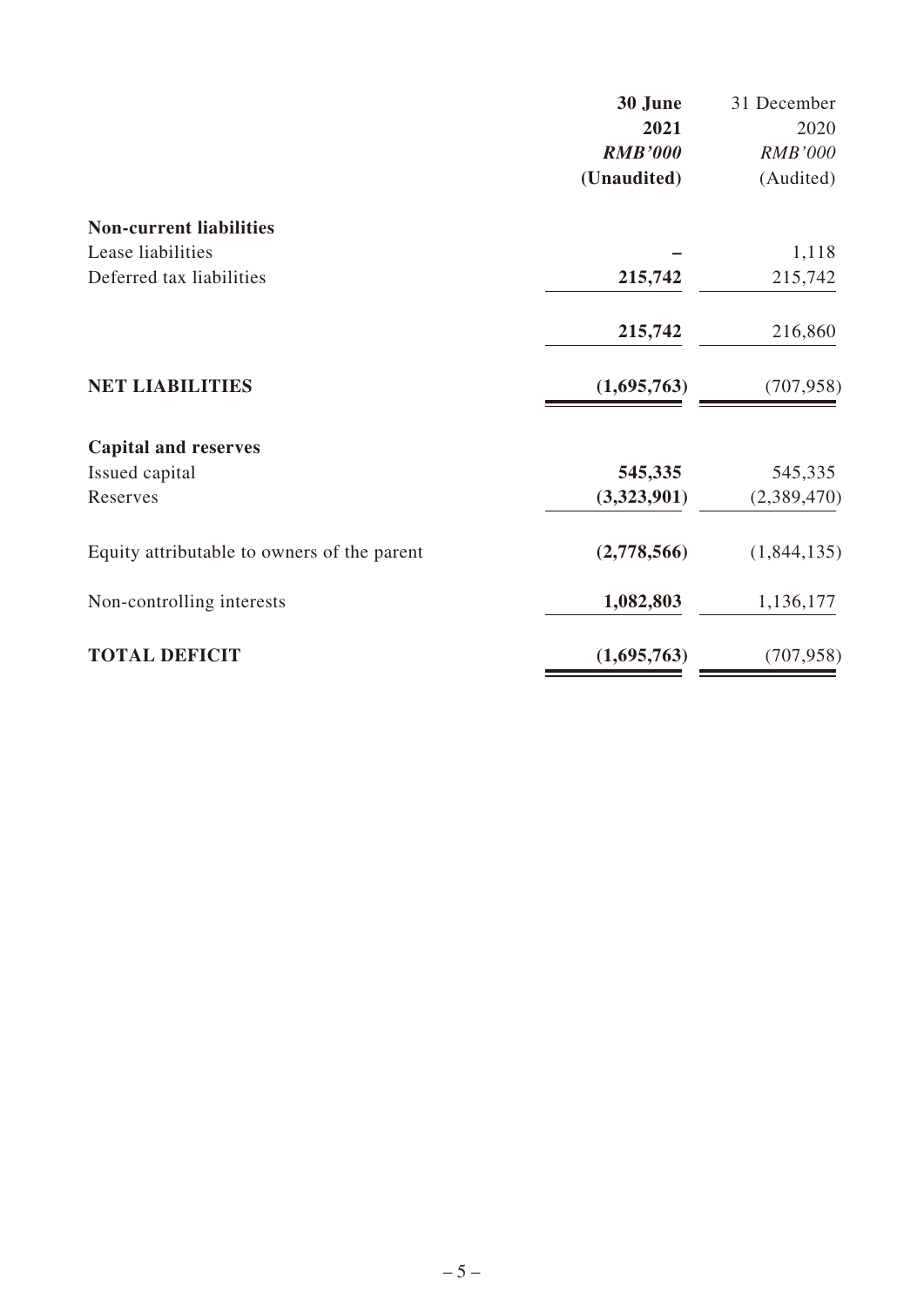| | 30 June 2021 | 31 December 2020 |
|---|---|---|
| | *RMB'000* | *RMB'000* |
| | (Unaudited) | (Audited) |
| **Non-current liabilities** | | |
| Lease liabilities | – | 1,118 |
| Deferred tax liabilities | 215,742 | 215,742 |
| | 215,742 | 216,860 |
| **NET LIABILITIES** | (1,695,763) | (707,958) |
| **Capital and reserves** | | |
| Issued capital | 545,335 | 545,335 |
| Reserves | (3,323,901) | (2,389,470) |
| Equity attributable to owners of the parent | (2,778,566) | (1,844,135) |
| Non-controlling interests | 1,082,803 | 1,136,177 |
| **TOTAL DEFICIT** | (1,695,763) | (707,958) |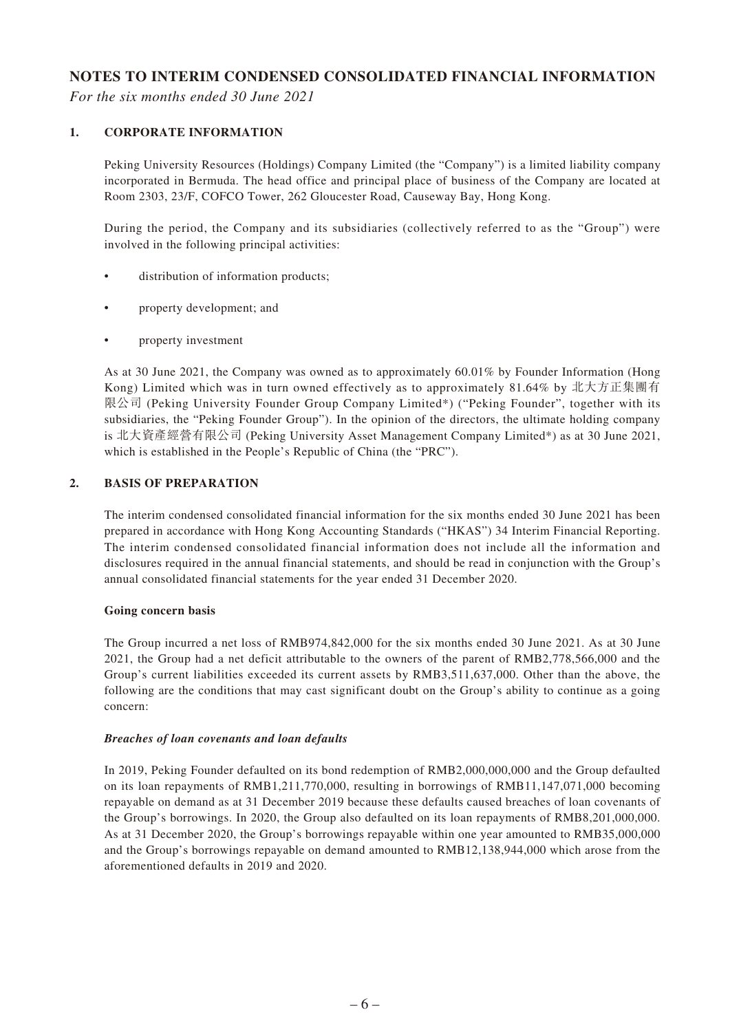# NOTES TO INTERIM CONDENSED CONSOLIDATED FINANCIAL INFORMATION

*For the six months ended 30 June 2021*

## 1. CORPORATE INFORMATION

Peking University Resources (Holdings) Company Limited (the "Company") is a limited liability company incorporated in Bermuda. The head office and principal place of business of the Company are located at Room 2303, 23/F, COFCO Tower, 262 Gloucester Road, Causeway Bay, Hong Kong.

During the period, the Company and its subsidiaries (collectively referred to as the "Group") were involved in the following principal activities:

- distribution of information products;
- property development; and
- property investment

As at 30 June 2021, the Company was owned as to approximately 60.01% by Founder Information (Hong Kong) Limited which was in turn owned effectively as to approximately 81.64% by 北大方正集團有限公司 (Peking University Founder Group Company Limited*) ("Peking Founder", together with its subsidiaries, the "Peking Founder Group"). In the opinion of the directors, the ultimate holding company is 北大資產經營有限公司 (Peking University Asset Management Company Limited*) as at 30 June 2021, which is established in the People's Republic of China (the "PRC").

## 2. BASIS OF PREPARATION

The interim condensed consolidated financial information for the six months ended 30 June 2021 has been prepared in accordance with Hong Kong Accounting Standards ("HKAS") 34 Interim Financial Reporting. The interim condensed consolidated financial information does not include all the information and disclosures required in the annual financial statements, and should be read in conjunction with the Group's annual consolidated financial statements for the year ended 31 December 2020.

**Going concern basis**

The Group incurred a net loss of RMB974,842,000 for the six months ended 30 June 2021. As at 30 June 2021, the Group had a net deficit attributable to the owners of the parent of RMB2,778,566,000 and the Group's current liabilities exceeded its current assets by RMB3,511,637,000. Other than the above, the following are the conditions that may cast significant doubt on the Group's ability to continue as a going concern:

***Breaches of loan covenants and loan defaults***

In 2019, Peking Founder defaulted on its bond redemption of RMB2,000,000,000 and the Group defaulted on its loan repayments of RMB1,211,770,000, resulting in borrowings of RMB11,147,071,000 becoming repayable on demand as at 31 December 2019 because these defaults caused breaches of loan covenants of the Group's borrowings. In 2020, the Group also defaulted on its loan repayments of RMB8,201,000,000. As at 31 December 2020, the Group's borrowings repayable within one year amounted to RMB35,000,000 and the Group's borrowings repayable on demand amounted to RMB12,138,944,000 which arose from the aforementioned defaults in 2019 and 2020.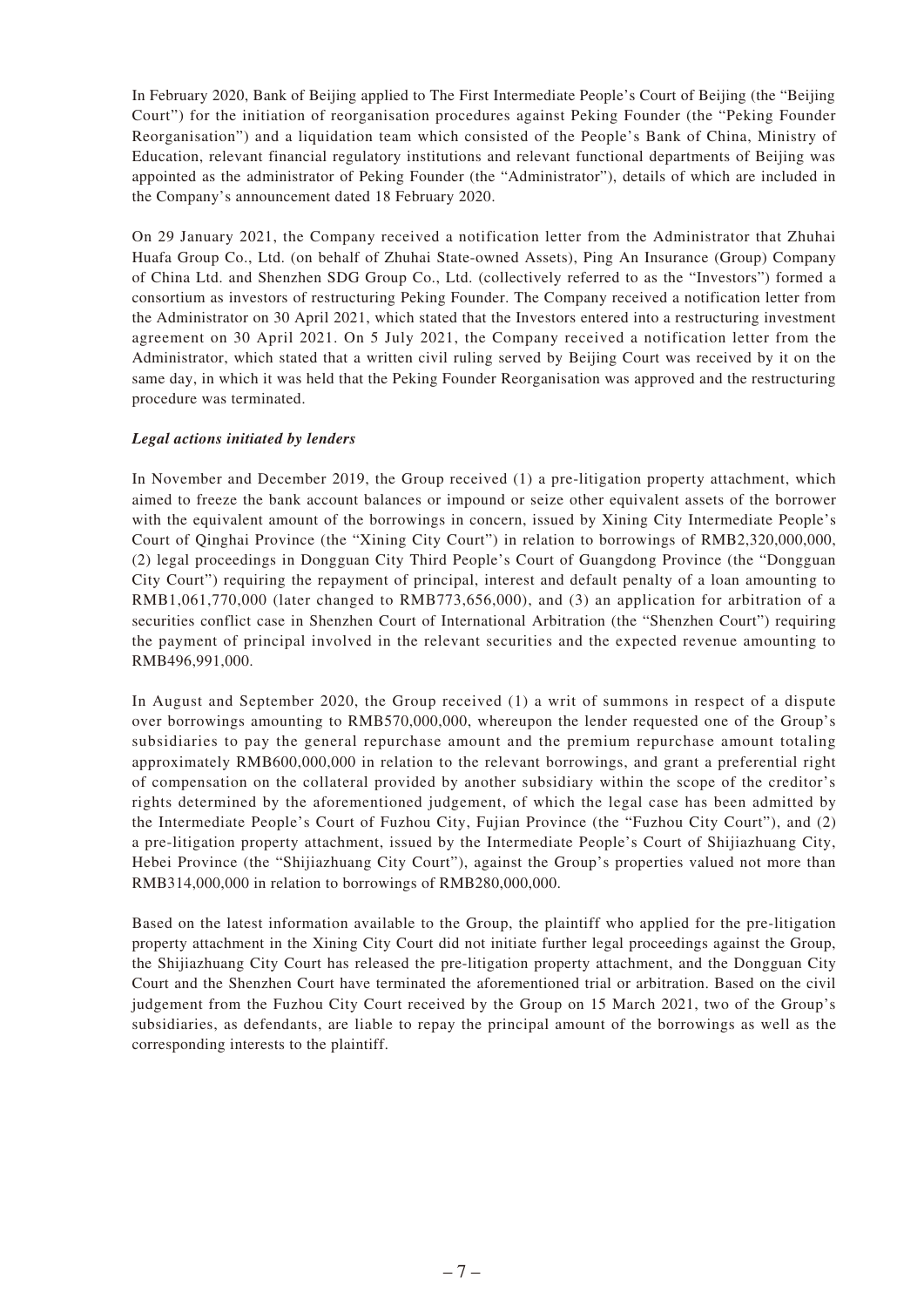In February 2020, Bank of Beijing applied to The First Intermediate People's Court of Beijing (the "Beijing Court") for the initiation of reorganisation procedures against Peking Founder (the "Peking Founder Reorganisation") and a liquidation team which consisted of the People's Bank of China, Ministry of Education, relevant financial regulatory institutions and relevant functional departments of Beijing was appointed as the administrator of Peking Founder (the "Administrator"), details of which are included in the Company's announcement dated 18 February 2020.

On 29 January 2021, the Company received a notification letter from the Administrator that Zhuhai Huafa Group Co., Ltd. (on behalf of Zhuhai State-owned Assets), Ping An Insurance (Group) Company of China Ltd. and Shenzhen SDG Group Co., Ltd. (collectively referred to as the "Investors") formed a consortium as investors of restructuring Peking Founder. The Company received a notification letter from the Administrator on 30 April 2021, which stated that the Investors entered into a restructuring investment agreement on 30 April 2021. On 5 July 2021, the Company received a notification letter from the Administrator, which stated that a written civil ruling served by Beijing Court was received by it on the same day, in which it was held that the Peking Founder Reorganisation was approved and the restructuring procedure was terminated.

***Legal actions initiated by lenders***

In November and December 2019, the Group received (1) a pre-litigation property attachment, which aimed to freeze the bank account balances or impound or seize other equivalent assets of the borrower with the equivalent amount of the borrowings in concern, issued by Xining City Intermediate People's Court of Qinghai Province (the "Xining City Court") in relation to borrowings of RMB2,320,000,000, (2) legal proceedings in Dongguan City Third People's Court of Guangdong Province (the "Dongguan City Court") requiring the repayment of principal, interest and default penalty of a loan amounting to RMB1,061,770,000 (later changed to RMB773,656,000), and (3) an application for arbitration of a securities conflict case in Shenzhen Court of International Arbitration (the "Shenzhen Court") requiring the payment of principal involved in the relevant securities and the expected revenue amounting to RMB496,991,000.

In August and September 2020, the Group received (1) a writ of summons in respect of a dispute over borrowings amounting to RMB570,000,000, whereupon the lender requested one of the Group's subsidiaries to pay the general repurchase amount and the premium repurchase amount totaling approximately RMB600,000,000 in relation to the relevant borrowings, and grant a preferential right of compensation on the collateral provided by another subsidiary within the scope of the creditor's rights determined by the aforementioned judgement, of which the legal case has been admitted by the Intermediate People's Court of Fuzhou City, Fujian Province (the "Fuzhou City Court"), and (2) a pre-litigation property attachment, issued by the Intermediate People's Court of Shijiazhuang City, Hebei Province (the "Shijiazhuang City Court"), against the Group's properties valued not more than RMB314,000,000 in relation to borrowings of RMB280,000,000.

Based on the latest information available to the Group, the plaintiff who applied for the pre-litigation property attachment in the Xining City Court did not initiate further legal proceedings against the Group, the Shijiazhuang City Court has released the pre-litigation property attachment, and the Dongguan City Court and the Shenzhen Court have terminated the aforementioned trial or arbitration. Based on the civil judgement from the Fuzhou City Court received by the Group on 15 March 2021, two of the Group's subsidiaries, as defendants, are liable to repay the principal amount of the borrowings as well as the corresponding interests to the plaintiff.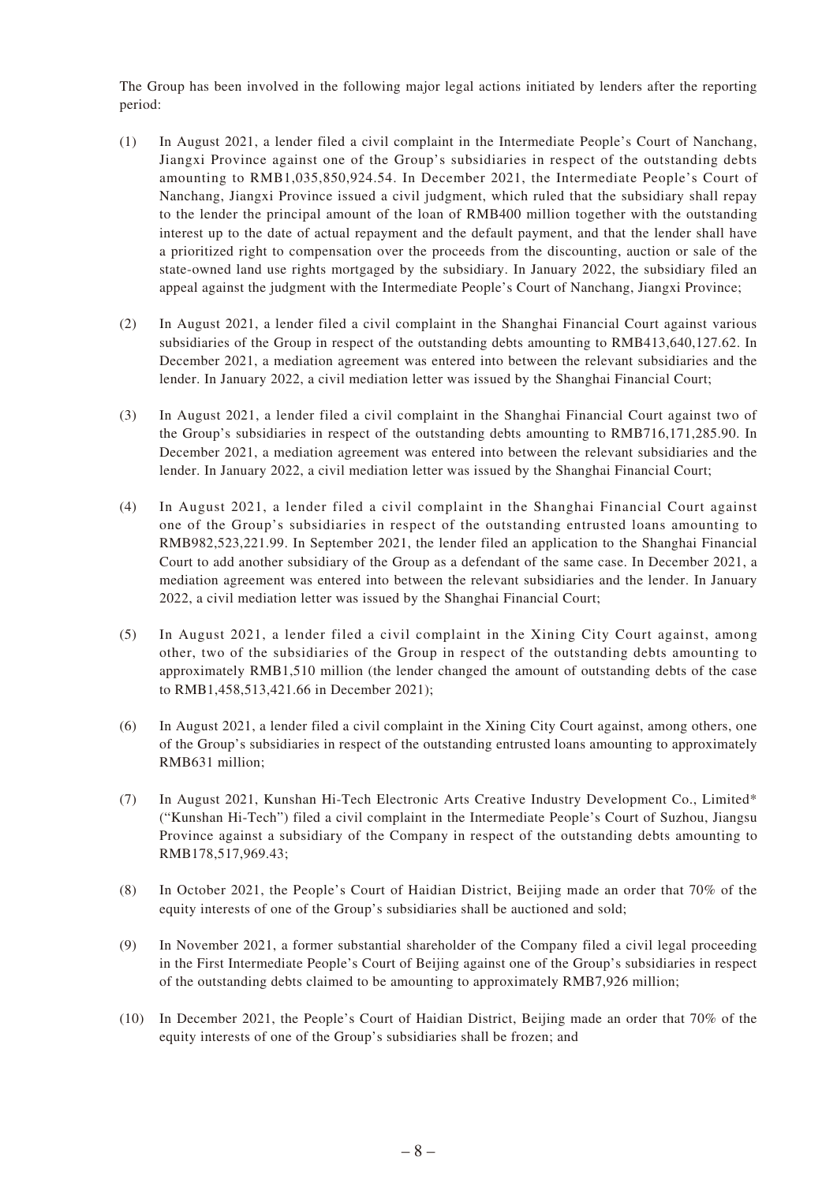The Group has been involved in the following major legal actions initiated by lenders after the reporting period:

(1) In August 2021, a lender filed a civil complaint in the Intermediate People's Court of Nanchang, Jiangxi Province against one of the Group's subsidiaries in respect of the outstanding debts amounting to RMB1,035,850,924.54. In December 2021, the Intermediate People's Court of Nanchang, Jiangxi Province issued a civil judgment, which ruled that the subsidiary shall repay to the lender the principal amount of the loan of RMB400 million together with the outstanding interest up to the date of actual repayment and the default payment, and that the lender shall have a prioritized right to compensation over the proceeds from the discounting, auction or sale of the state-owned land use rights mortgaged by the subsidiary. In January 2022, the subsidiary filed an appeal against the judgment with the Intermediate People's Court of Nanchang, Jiangxi Province;

(2) In August 2021, a lender filed a civil complaint in the Shanghai Financial Court against various subsidiaries of the Group in respect of the outstanding debts amounting to RMB413,640,127.62. In December 2021, a mediation agreement was entered into between the relevant subsidiaries and the lender. In January 2022, a civil mediation letter was issued by the Shanghai Financial Court;

(3) In August 2021, a lender filed a civil complaint in the Shanghai Financial Court against two of the Group's subsidiaries in respect of the outstanding debts amounting to RMB716,171,285.90. In December 2021, a mediation agreement was entered into between the relevant subsidiaries and the lender. In January 2022, a civil mediation letter was issued by the Shanghai Financial Court;

(4) In August 2021, a lender filed a civil complaint in the Shanghai Financial Court against one of the Group's subsidiaries in respect of the outstanding entrusted loans amounting to RMB982,523,221.99. In September 2021, the lender filed an application to the Shanghai Financial Court to add another subsidiary of the Group as a defendant of the same case. In December 2021, a mediation agreement was entered into between the relevant subsidiaries and the lender. In January 2022, a civil mediation letter was issued by the Shanghai Financial Court;

(5) In August 2021, a lender filed a civil complaint in the Xining City Court against, among other, two of the subsidiaries of the Group in respect of the outstanding debts amounting to approximately RMB1,510 million (the lender changed the amount of outstanding debts of the case to RMB1,458,513,421.66 in December 2021);

(6) In August 2021, a lender filed a civil complaint in the Xining City Court against, among others, one of the Group's subsidiaries in respect of the outstanding entrusted loans amounting to approximately RMB631 million;

(7) In August 2021, Kunshan Hi-Tech Electronic Arts Creative Industry Development Co., Limited* ("Kunshan Hi-Tech") filed a civil complaint in the Intermediate People's Court of Suzhou, Jiangsu Province against a subsidiary of the Company in respect of the outstanding debts amounting to RMB178,517,969.43;

(8) In October 2021, the People's Court of Haidian District, Beijing made an order that 70% of the equity interests of one of the Group's subsidiaries shall be auctioned and sold;

(9) In November 2021, a former substantial shareholder of the Company filed a civil legal proceeding in the First Intermediate People's Court of Beijing against one of the Group's subsidiaries in respect of the outstanding debts claimed to be amounting to approximately RMB7,926 million;

(10) In December 2021, the People's Court of Haidian District, Beijing made an order that 70% of the equity interests of one of the Group's subsidiaries shall be frozen; and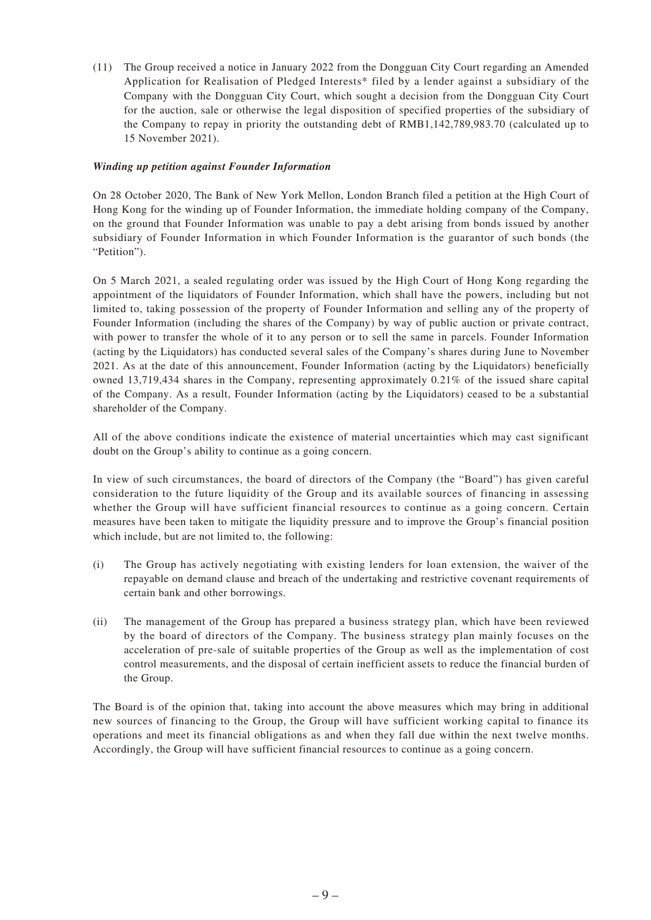(11) The Group received a notice in January 2022 from the Dongguan City Court regarding an Amended Application for Realisation of Pledged Interests* filed by a lender against a subsidiary of the Company with the Dongguan City Court, which sought a decision from the Dongguan City Court for the auction, sale or otherwise the legal disposition of specified properties of the subsidiary of the Company to repay in priority the outstanding debt of RMB1,142,789,983.70 (calculated up to 15 November 2021).

***Winding up petition against Founder Information***

On 28 October 2020, The Bank of New York Mellon, London Branch filed a petition at the High Court of Hong Kong for the winding up of Founder Information, the immediate holding company of the Company, on the ground that Founder Information was unable to pay a debt arising from bonds issued by another subsidiary of Founder Information in which Founder Information is the guarantor of such bonds (the "Petition").

On 5 March 2021, a sealed regulating order was issued by the High Court of Hong Kong regarding the appointment of the liquidators of Founder Information, which shall have the powers, including but not limited to, taking possession of the property of Founder Information and selling any of the property of Founder Information (including the shares of the Company) by way of public auction or private contract, with power to transfer the whole of it to any person or to sell the same in parcels. Founder Information (acting by the Liquidators) has conducted several sales of the Company's shares during June to November 2021. As at the date of this announcement, Founder Information (acting by the Liquidators) beneficially owned 13,719,434 shares in the Company, representing approximately 0.21% of the issued share capital of the Company. As a result, Founder Information (acting by the Liquidators) ceased to be a substantial shareholder of the Company.

All of the above conditions indicate the existence of material uncertainties which may cast significant doubt on the Group's ability to continue as a going concern.

In view of such circumstances, the board of directors of the Company (the "Board") has given careful consideration to the future liquidity of the Group and its available sources of financing in assessing whether the Group will have sufficient financial resources to continue as a going concern. Certain measures have been taken to mitigate the liquidity pressure and to improve the Group's financial position which include, but are not limited to, the following:

(i) The Group has actively negotiating with existing lenders for loan extension, the waiver of the repayable on demand clause and breach of the undertaking and restrictive covenant requirements of certain bank and other borrowings.

(ii) The management of the Group has prepared a business strategy plan, which have been reviewed by the board of directors of the Company. The business strategy plan mainly focuses on the acceleration of pre-sale of suitable properties of the Group as well as the implementation of cost control measurements, and the disposal of certain inefficient assets to reduce the financial burden of the Group.

The Board is of the opinion that, taking into account the above measures which may bring in additional new sources of financing to the Group, the Group will have sufficient working capital to finance its operations and meet its financial obligations as and when they fall due within the next twelve months. Accordingly, the Group will have sufficient financial resources to continue as a going concern.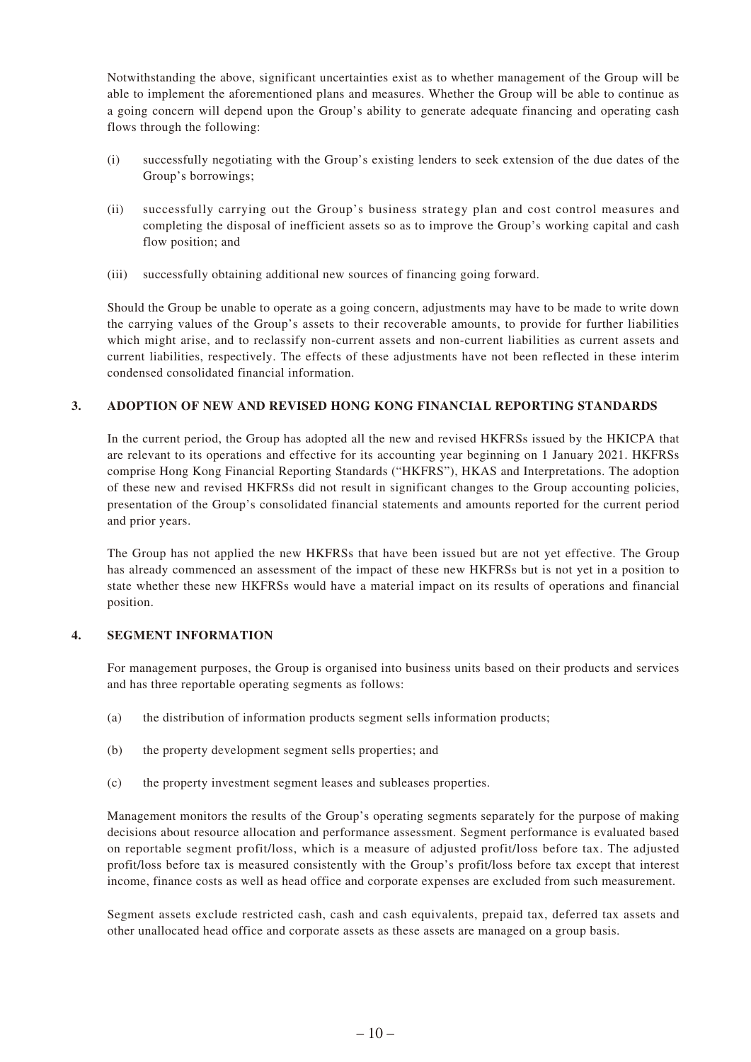Notwithstanding the above, significant uncertainties exist as to whether management of the Group will be able to implement the aforementioned plans and measures. Whether the Group will be able to continue as a going concern will depend upon the Group's ability to generate adequate financing and operating cash flows through the following:

(i) successfully negotiating with the Group's existing lenders to seek extension of the due dates of the Group's borrowings;

(ii) successfully carrying out the Group's business strategy plan and cost control measures and completing the disposal of inefficient assets so as to improve the Group's working capital and cash flow position; and

(iii) successfully obtaining additional new sources of financing going forward.

Should the Group be unable to operate as a going concern, adjustments may have to be made to write down the carrying values of the Group's assets to their recoverable amounts, to provide for further liabilities which might arise, and to reclassify non-current assets and non-current liabilities as current assets and current liabilities, respectively. The effects of these adjustments have not been reflected in these interim condensed consolidated financial information.

## 3. ADOPTION OF NEW AND REVISED HONG KONG FINANCIAL REPORTING STANDARDS

In the current period, the Group has adopted all the new and revised HKFRSs issued by the HKICPA that are relevant to its operations and effective for its accounting year beginning on 1 January 2021. HKFRSs comprise Hong Kong Financial Reporting Standards ("HKFRS"), HKAS and Interpretations. The adoption of these new and revised HKFRSs did not result in significant changes to the Group accounting policies, presentation of the Group's consolidated financial statements and amounts reported for the current period and prior years.

The Group has not applied the new HKFRSs that have been issued but are not yet effective. The Group has already commenced an assessment of the impact of these new HKFRSs but is not yet in a position to state whether these new HKFRSs would have a material impact on its results of operations and financial position.

## 4. SEGMENT INFORMATION

For management purposes, the Group is organised into business units based on their products and services and has three reportable operating segments as follows:

(a) the distribution of information products segment sells information products;

(b) the property development segment sells properties; and

(c) the property investment segment leases and subleases properties.

Management monitors the results of the Group's operating segments separately for the purpose of making decisions about resource allocation and performance assessment. Segment performance is evaluated based on reportable segment profit/loss, which is a measure of adjusted profit/loss before tax. The adjusted profit/loss before tax is measured consistently with the Group's profit/loss before tax except that interest income, finance costs as well as head office and corporate expenses are excluded from such measurement.

Segment assets exclude restricted cash, cash and cash equivalents, prepaid tax, deferred tax assets and other unallocated head office and corporate assets as these assets are managed on a group basis.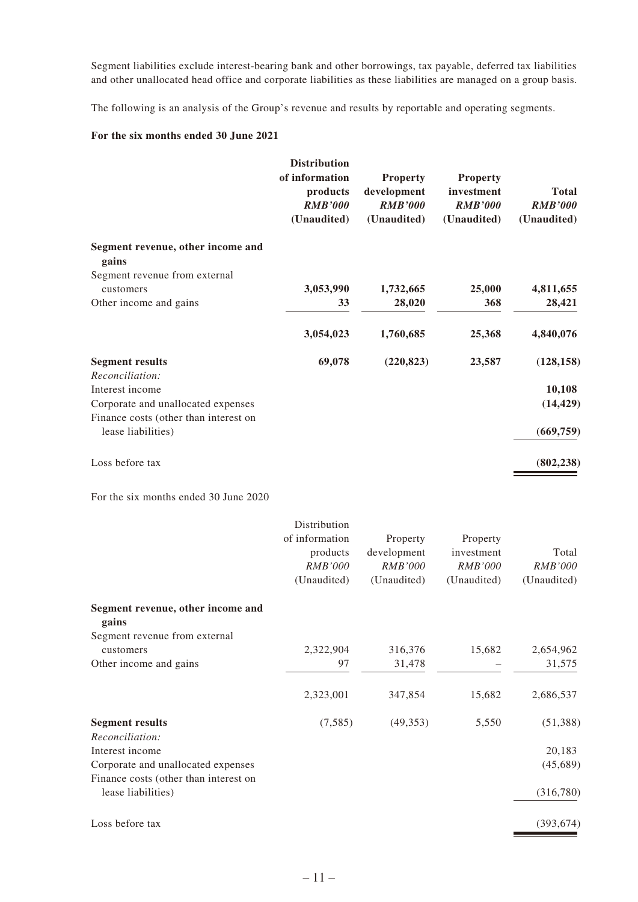Segment liabilities exclude interest-bearing bank and other borrowings, tax payable, deferred tax liabilities and other unallocated head office and corporate liabilities as these liabilities are managed on a group basis.

The following is an analysis of the Group's revenue and results by reportable and operating segments.

**For the six months ended 30 June 2021**

| | **Distribution of information products** *RMB'000* **(Unaudited)** | **Property development** *RMB'000* **(Unaudited)** | **Property investment** *RMB'000* **(Unaudited)** | **Total** *RMB'000* **(Unaudited)** |
|---|---|---|---|---|
| **Segment revenue, other income and gains** | | | | |
| Segment revenue from external customers | **3,053,990** | **1,732,665** | **25,000** | **4,811,655** |
| Other income and gains | **33** | **28,020** | **368** | **28,421** |
| | **3,054,023** | **1,760,685** | **25,368** | **4,840,076** |
| **Segment results** | **69,078** | **(220,823)** | **23,587** | **(128,158)** |
| *Reconciliation:* | | | | |
| Interest income | | | | **10,108** |
| Corporate and unallocated expenses | | | | **(14,429)** |
| Finance costs (other than interest on lease liabilities) | | | | **(669,759)** |
| Loss before tax | | | | **(802,238)** |

For the six months ended 30 June 2020

| | Distribution of information products *RMB'000* (Unaudited) | Property development *RMB'000* (Unaudited) | Property investment *RMB'000* (Unaudited) | Total *RMB'000* (Unaudited) |
|---|---|---|---|---|
| **Segment revenue, other income and gains** | | | | |
| Segment revenue from external customers | 2,322,904 | 316,376 | 15,682 | 2,654,962 |
| Other income and gains | 97 | 31,478 | – | 31,575 |
| | 2,323,001 | 347,854 | 15,682 | 2,686,537 |
| **Segment results** | (7,585) | (49,353) | 5,550 | (51,388) |
| *Reconciliation:* | | | | |
| Interest income | | | | 20,183 |
| Corporate and unallocated expenses | | | | (45,689) |
| Finance costs (other than interest on lease liabilities) | | | | (316,780) |
| Loss before tax | | | | (393,674) |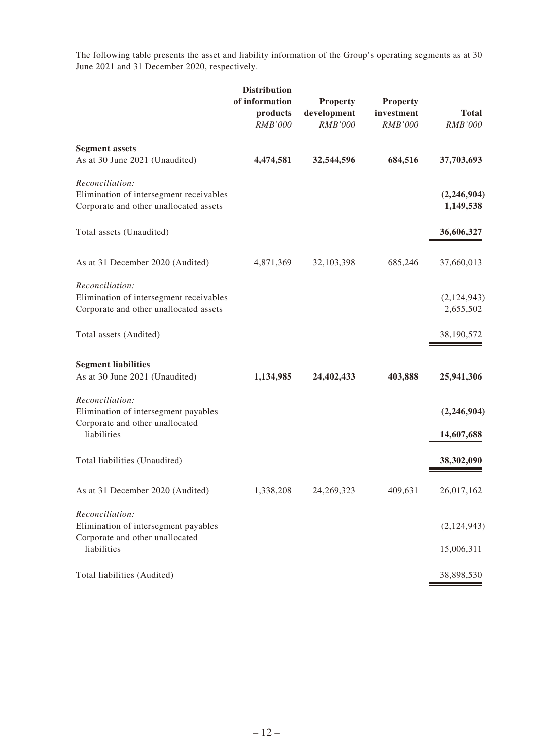The following table presents the asset and liability information of the Group's operating segments as at 30 June 2021 and 31 December 2020, respectively.

| | Distribution of information products | Property development | Property investment | Total |
|---|---|---|---|---|
| | *RMB'000* | *RMB'000* | *RMB'000* | *RMB'000* |
| **Segment assets** | | | | |
| As at 30 June 2021 (Unaudited) | **4,474,581** | **32,544,596** | **684,516** | **37,703,693** |
| *Reconciliation:* | | | | |
| Elimination of intersegment receivables | | | | **(2,246,904)** |
| Corporate and other unallocated assets | | | | **1,149,538** |
| Total assets (Unaudited) | | | | **36,606,327** |
| As at 31 December 2020 (Audited) | 4,871,369 | 32,103,398 | 685,246 | 37,660,013 |
| *Reconciliation:* | | | | |
| Elimination of intersegment receivables | | | | (2,124,943) |
| Corporate and other unallocated assets | | | | 2,655,502 |
| Total assets (Audited) | | | | 38,190,572 |
| **Segment liabilities** | | | | |
| As at 30 June 2021 (Unaudited) | **1,134,985** | **24,402,433** | **403,888** | **25,941,306** |
| *Reconciliation:* | | | | |
| Elimination of intersegment payables | | | | **(2,246,904)** |
| Corporate and other unallocated liabilities | | | | **14,607,688** |
| Total liabilities (Unaudited) | | | | **38,302,090** |
| As at 31 December 2020 (Audited) | 1,338,208 | 24,269,323 | 409,631 | 26,017,162 |
| *Reconciliation:* | | | | |
| Elimination of intersegment payables | | | | (2,124,943) |
| Corporate and other unallocated liabilities | | | | 15,006,311 |
| Total liabilities (Audited) | | | | 38,898,530 |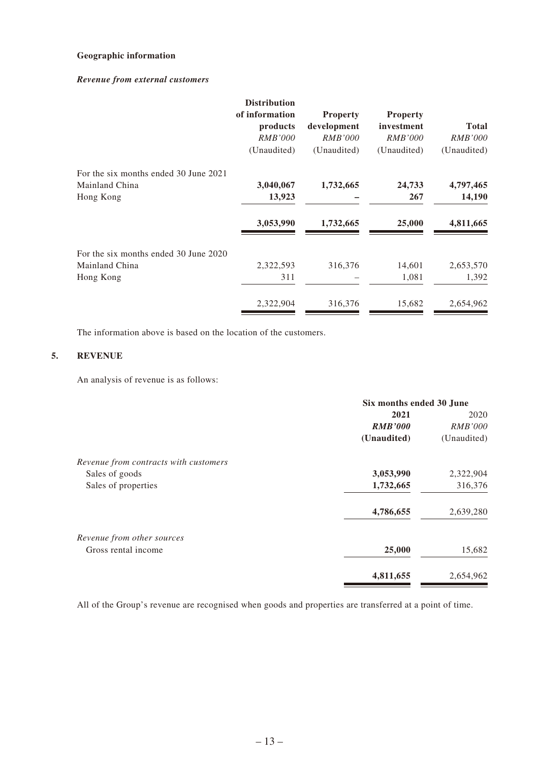**Geographic information**

***Revenue from external customers***

| | Distribution of information products | Property development | Property investment | Total |
|---|---|---|---|---|
| | *RMB'000* | *RMB'000* | *RMB'000* | *RMB'000* |
| | (Unaudited) | (Unaudited) | (Unaudited) | (Unaudited) |
| For the six months ended 30 June 2021 | | | | |
| Mainland China | **3,040,067** | **1,732,665** | **24,733** | **4,797,465** |
| Hong Kong | **13,923** | **–** | **267** | **14,190** |
| | **3,053,990** | **1,732,665** | **25,000** | **4,811,665** |
| For the six months ended 30 June 2020 | | | | |
| Mainland China | 2,322,593 | 316,376 | 14,601 | 2,653,570 |
| Hong Kong | 311 | – | 1,081 | 1,392 |
| | 2,322,904 | 316,376 | 15,682 | 2,654,962 |

The information above is based on the location of the customers.

## 5. REVENUE

An analysis of revenue is as follows:

| | Six months ended 30 June | |
|---|---|---|
| | **2021** | 2020 |
| | ***RMB'000*** | *RMB'000* |
| | **(Unaudited)** | (Unaudited) |
| *Revenue from contracts with customers* | | |
| Sales of goods | **3,053,990** | 2,322,904 |
| Sales of properties | **1,732,665** | 316,376 |
| | **4,786,655** | 2,639,280 |
| *Revenue from other sources* | | |
| Gross rental income | **25,000** | 15,682 |
| | **4,811,655** | 2,654,962 |

All of the Group's revenue are recognised when goods and properties are transferred at a point of time.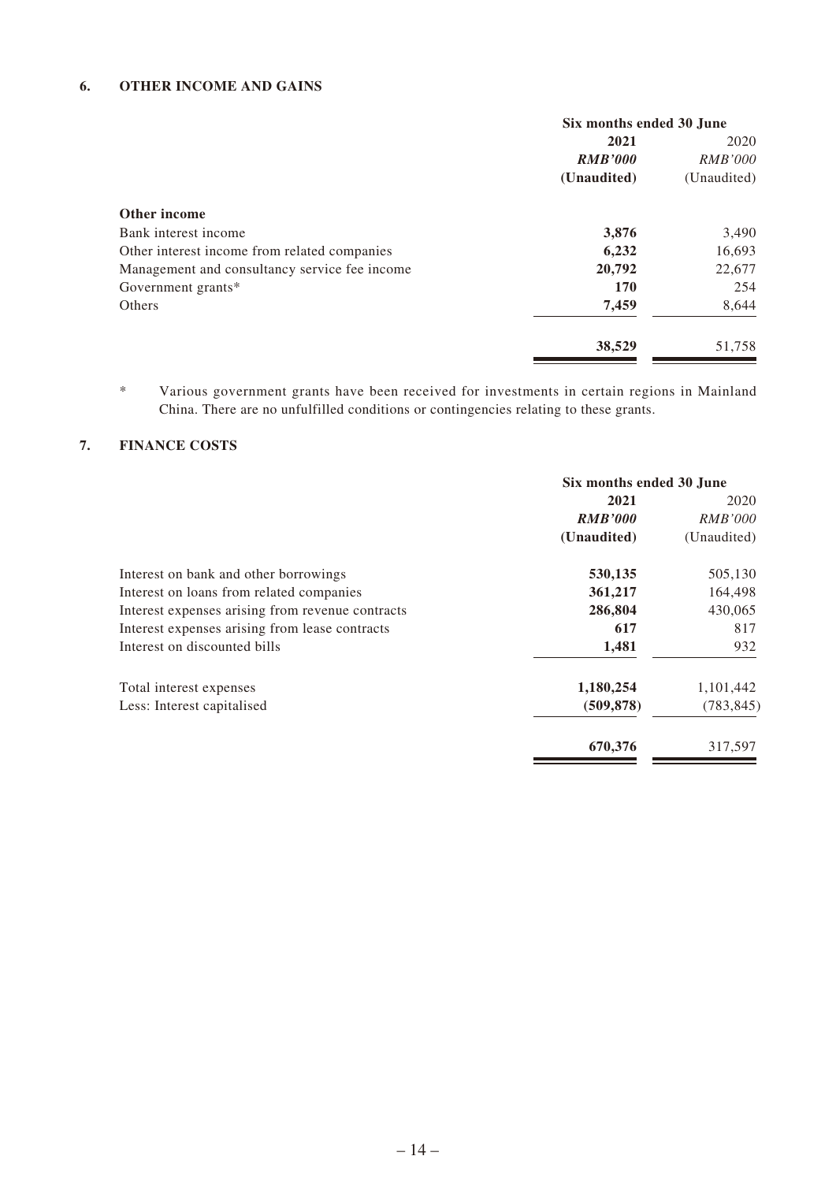## 6. OTHER INCOME AND GAINS

| | Six months ended 30 June | |
|---|---|---|
| | **2021** | 2020 |
| | ***RMB'000*** | *RMB'000* |
| | **(Unaudited)** | (Unaudited) |
| **Other income** | | |
| Bank interest income | **3,876** | 3,490 |
| Other interest income from related companies | **6,232** | 16,693 |
| Management and consultancy service fee income | **20,792** | 22,677 |
| Government grants* | **170** | 254 |
| Others | **7,459** | 8,644 |
| | **38,529** | 51,758 |

\* Various government grants have been received for investments in certain regions in Mainland China. There are no unfulfilled conditions or contingencies relating to these grants.

## 7. FINANCE COSTS

| | Six months ended 30 June | |
|---|---|---|
| | **2021** | 2020 |
| | ***RMB'000*** | *RMB'000* |
| | **(Unaudited)** | (Unaudited) |
| Interest on bank and other borrowings | **530,135** | 505,130 |
| Interest on loans from related companies | **361,217** | 164,498 |
| Interest expenses arising from revenue contracts | **286,804** | 430,065 |
| Interest expenses arising from lease contracts | **617** | 817 |
| Interest on discounted bills | **1,481** | 932 |
| Total interest expenses | **1,180,254** | 1,101,442 |
| Less: Interest capitalised | **(509,878)** | (783,845) |
| | **670,376** | 317,597 |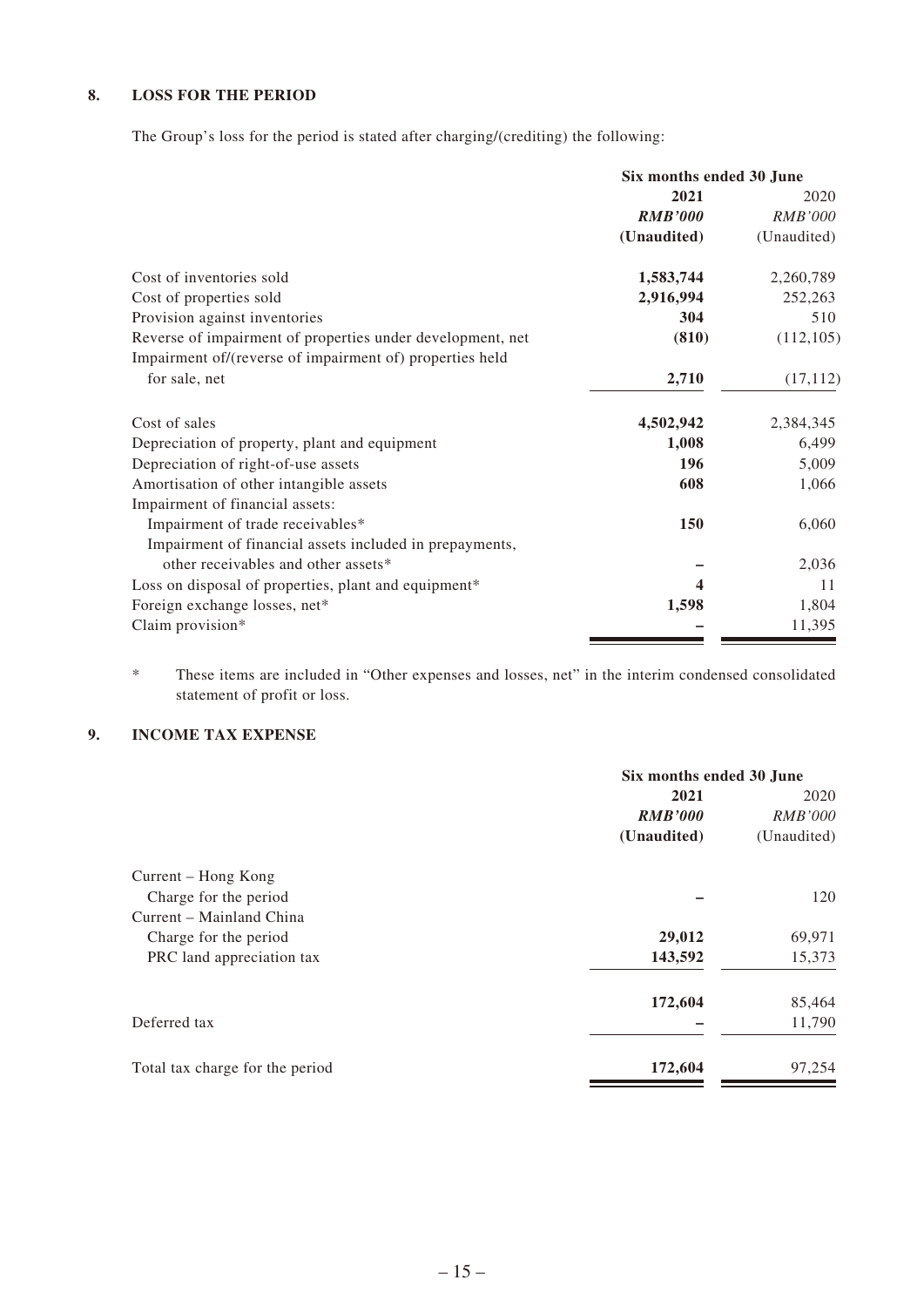## 8. LOSS FOR THE PERIOD

The Group's loss for the period is stated after charging/(crediting) the following:

| | Six months ended 30 June | |
|---|---|---|
| | **2021** | 2020 |
| | ***RMB'000*** | *RMB'000* |
| | **(Unaudited)** | (Unaudited) |
| Cost of inventories sold | **1,583,744** | 2,260,789 |
| Cost of properties sold | **2,916,994** | 252,263 |
| Provision against inventories | **304** | 510 |
| Reverse of impairment of properties under development, net | **(810)** | (112,105) |
| Impairment of/(reverse of impairment of) properties held for sale, net | **2,710** | (17,112) |
| Cost of sales | **4,502,942** | 2,384,345 |
| Depreciation of property, plant and equipment | **1,008** | 6,499 |
| Depreciation of right-of-use assets | **196** | 5,009 |
| Amortisation of other intangible assets | **608** | 1,066 |
| Impairment of financial assets: | | |
| Impairment of trade receivables* | **150** | 6,060 |
| Impairment of financial assets included in prepayments, other receivables and other assets* | **–** | 2,036 |
| Loss on disposal of properties, plant and equipment* | **4** | 11 |
| Foreign exchange losses, net* | **1,598** | 1,804 |
| Claim provision* | **–** | 11,395 |

\* These items are included in "Other expenses and losses, net" in the interim condensed consolidated statement of profit or loss.

## 9. INCOME TAX EXPENSE

| | Six months ended 30 June | |
|---|---|---|
| | **2021** | 2020 |
| | ***RMB'000*** | *RMB'000* |
| | **(Unaudited)** | (Unaudited) |
| Current – Hong Kong | | |
| Charge for the period | **–** | 120 |
| Current – Mainland China | | |
| Charge for the period | **29,012** | 69,971 |
| PRC land appreciation tax | **143,592** | 15,373 |
| | **172,604** | 85,464 |
| Deferred tax | **–** | 11,790 |
| Total tax charge for the period | **172,604** | 97,254 |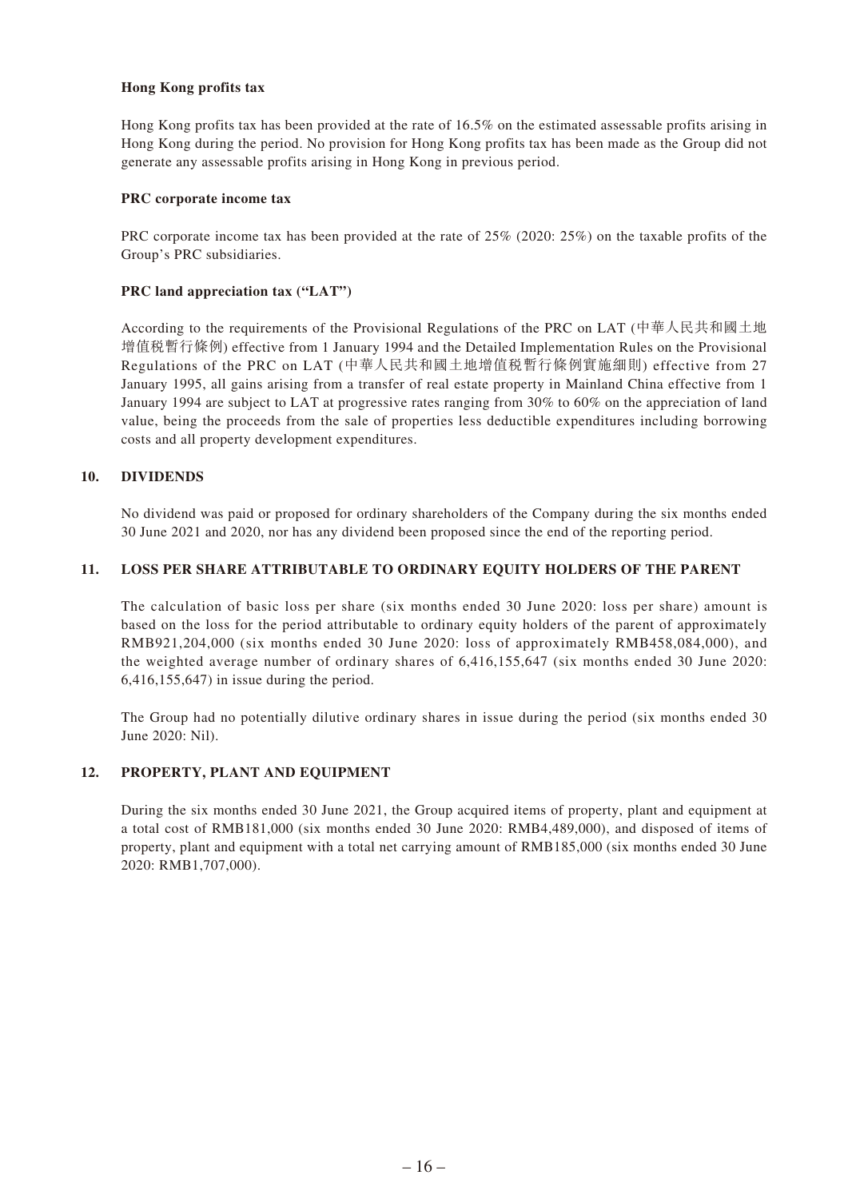**Hong Kong profits tax**

Hong Kong profits tax has been provided at the rate of 16.5% on the estimated assessable profits arising in Hong Kong during the period. No provision for Hong Kong profits tax has been made as the Group did not generate any assessable profits arising in Hong Kong in previous period.

**PRC corporate income tax**

PRC corporate income tax has been provided at the rate of 25% (2020: 25%) on the taxable profits of the Group's PRC subsidiaries.

**PRC land appreciation tax ("LAT")**

According to the requirements of the Provisional Regulations of the PRC on LAT (中華人民共和國土地增值稅暫行條例) effective from 1 January 1994 and the Detailed Implementation Rules on the Provisional Regulations of the PRC on LAT (中華人民共和國土地增值稅暫行條例實施細則) effective from 27 January 1995, all gains arising from a transfer of real estate property in Mainland China effective from 1 January 1994 are subject to LAT at progressive rates ranging from 30% to 60% on the appreciation of land value, being the proceeds from the sale of properties less deductible expenditures including borrowing costs and all property development expenditures.

## 10. DIVIDENDS

No dividend was paid or proposed for ordinary shareholders of the Company during the six months ended 30 June 2021 and 2020, nor has any dividend been proposed since the end of the reporting period.

## 11. LOSS PER SHARE ATTRIBUTABLE TO ORDINARY EQUITY HOLDERS OF THE PARENT

The calculation of basic loss per share (six months ended 30 June 2020: loss per share) amount is based on the loss for the period attributable to ordinary equity holders of the parent of approximately RMB921,204,000 (six months ended 30 June 2020: loss of approximately RMB458,084,000), and the weighted average number of ordinary shares of 6,416,155,647 (six months ended 30 June 2020: 6,416,155,647) in issue during the period.

The Group had no potentially dilutive ordinary shares in issue during the period (six months ended 30 June 2020: Nil).

## 12. PROPERTY, PLANT AND EQUIPMENT

During the six months ended 30 June 2021, the Group acquired items of property, plant and equipment at a total cost of RMB181,000 (six months ended 30 June 2020: RMB4,489,000), and disposed of items of property, plant and equipment with a total net carrying amount of RMB185,000 (six months ended 30 June 2020: RMB1,707,000).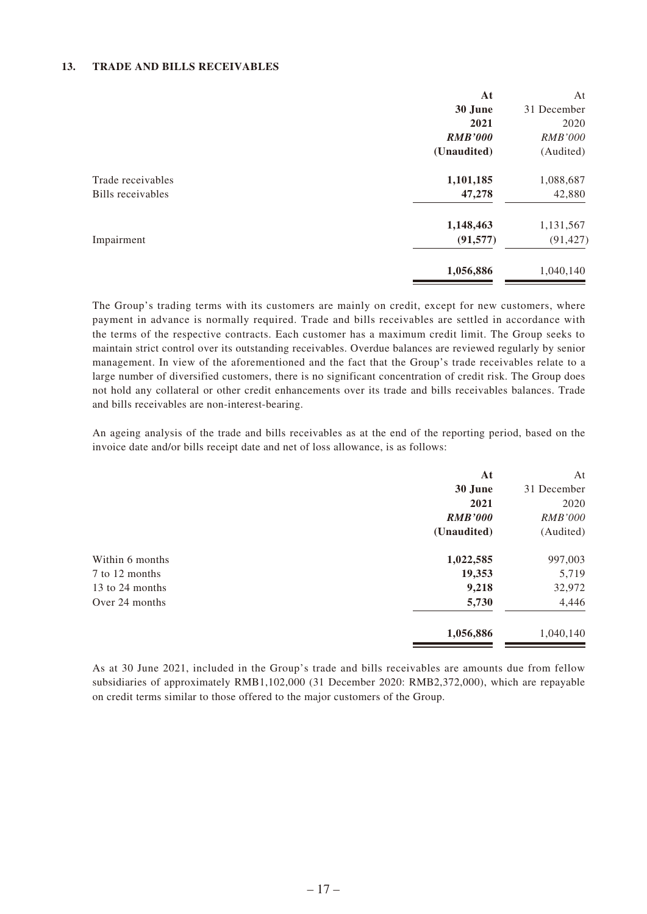## 13. TRADE AND BILLS RECEIVABLES

| | At 30 June 2021 *RMB'000* (Unaudited) | At 31 December 2020 *RMB'000* (Audited) |
|---|---|---|
| Trade receivables | **1,101,185** | 1,088,687 |
| Bills receivables | **47,278** | 42,880 |
| | **1,148,463** | 1,131,567 |
| Impairment | **(91,577)** | (91,427) |
| | **1,056,886** | 1,040,140 |

The Group's trading terms with its customers are mainly on credit, except for new customers, where payment in advance is normally required. Trade and bills receivables are settled in accordance with the terms of the respective contracts. Each customer has a maximum credit limit. The Group seeks to maintain strict control over its outstanding receivables. Overdue balances are reviewed regularly by senior management. In view of the aforementioned and the fact that the Group's trade receivables relate to a large number of diversified customers, there is no significant concentration of credit risk. The Group does not hold any collateral or other credit enhancements over its trade and bills receivables balances. Trade and bills receivables are non-interest-bearing.

An ageing analysis of the trade and bills receivables as at the end of the reporting period, based on the invoice date and/or bills receipt date and net of loss allowance, is as follows:

| | At 30 June 2021 *RMB'000* (Unaudited) | At 31 December 2020 *RMB'000* (Audited) |
|---|---|---|
| Within 6 months | **1,022,585** | 997,003 |
| 7 to 12 months | **19,353** | 5,719 |
| 13 to 24 months | **9,218** | 32,972 |
| Over 24 months | **5,730** | 4,446 |
| | **1,056,886** | 1,040,140 |

As at 30 June 2021, included in the Group's trade and bills receivables are amounts due from fellow subsidiaries of approximately RMB1,102,000 (31 December 2020: RMB2,372,000), which are repayable on credit terms similar to those offered to the major customers of the Group.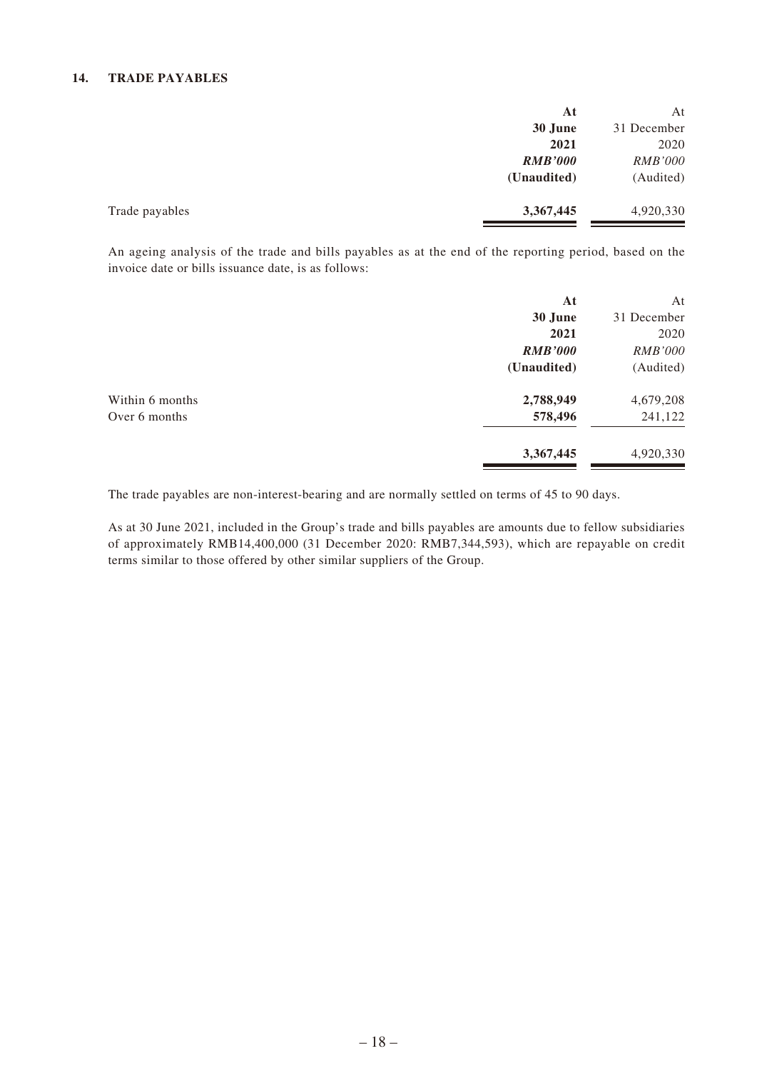## 14. TRADE PAYABLES

| | **At 30 June 2021** | At 31 December 2020 |
|---|---|---|
| | ***RMB'000*** | *RMB'000* |
| | **(Unaudited)** | (Audited) |
| Trade payables | **3,367,445** | 4,920,330 |

An ageing analysis of the trade and bills payables as at the end of the reporting period, based on the invoice date or bills issuance date, is as follows:

| | **At 30 June 2021** | At 31 December 2020 |
|---|---|---|
| | ***RMB'000*** | *RMB'000* |
| | **(Unaudited)** | (Audited) |
| Within 6 months | **2,788,949** | 4,679,208 |
| Over 6 months | **578,496** | 241,122 |
| | **3,367,445** | 4,920,330 |

The trade payables are non-interest-bearing and are normally settled on terms of 45 to 90 days.

As at 30 June 2021, included in the Group's trade and bills payables are amounts due to fellow subsidiaries of approximately RMB14,400,000 (31 December 2020: RMB7,344,593), which are repayable on credit terms similar to those offered by other similar suppliers of the Group.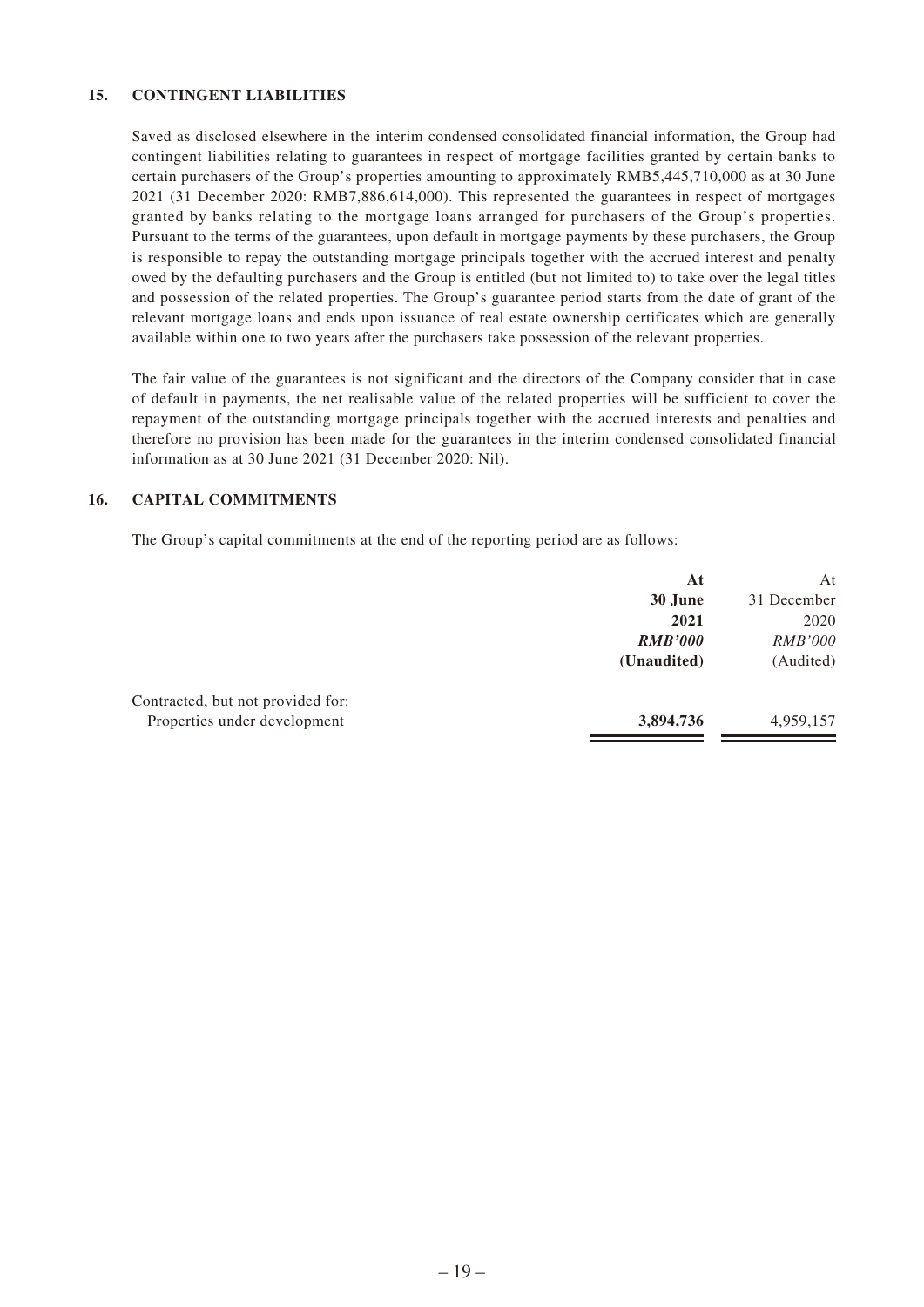## 15. CONTINGENT LIABILITIES

Saved as disclosed elsewhere in the interim condensed consolidated financial information, the Group had contingent liabilities relating to guarantees in respect of mortgage facilities granted by certain banks to certain purchasers of the Group's properties amounting to approximately RMB5,445,710,000 as at 30 June 2021 (31 December 2020: RMB7,886,614,000). This represented the guarantees in respect of mortgages granted by banks relating to the mortgage loans arranged for purchasers of the Group's properties. Pursuant to the terms of the guarantees, upon default in mortgage payments by these purchasers, the Group is responsible to repay the outstanding mortgage principals together with the accrued interest and penalty owed by the defaulting purchasers and the Group is entitled (but not limited to) to take over the legal titles and possession of the related properties. The Group's guarantee period starts from the date of grant of the relevant mortgage loans and ends upon issuance of real estate ownership certificates which are generally available within one to two years after the purchasers take possession of the relevant properties.

The fair value of the guarantees is not significant and the directors of the Company consider that in case of default in payments, the net realisable value of the related properties will be sufficient to cover the repayment of the outstanding mortgage principals together with the accrued interests and penalties and therefore no provision has been made for the guarantees in the interim condensed consolidated financial information as at 30 June 2021 (31 December 2020: Nil).

## 16. CAPITAL COMMITMENTS

The Group's capital commitments at the end of the reporting period are as follows:

| | **At 30 June 2021** | At 31 December 2020 |
|---|---|---|
| | ***RMB'000*** | *RMB'000* |
| | **(Unaudited)** | (Audited) |
| Contracted, but not provided for: | | |
| Properties under development | **3,894,736** | 4,959,157 |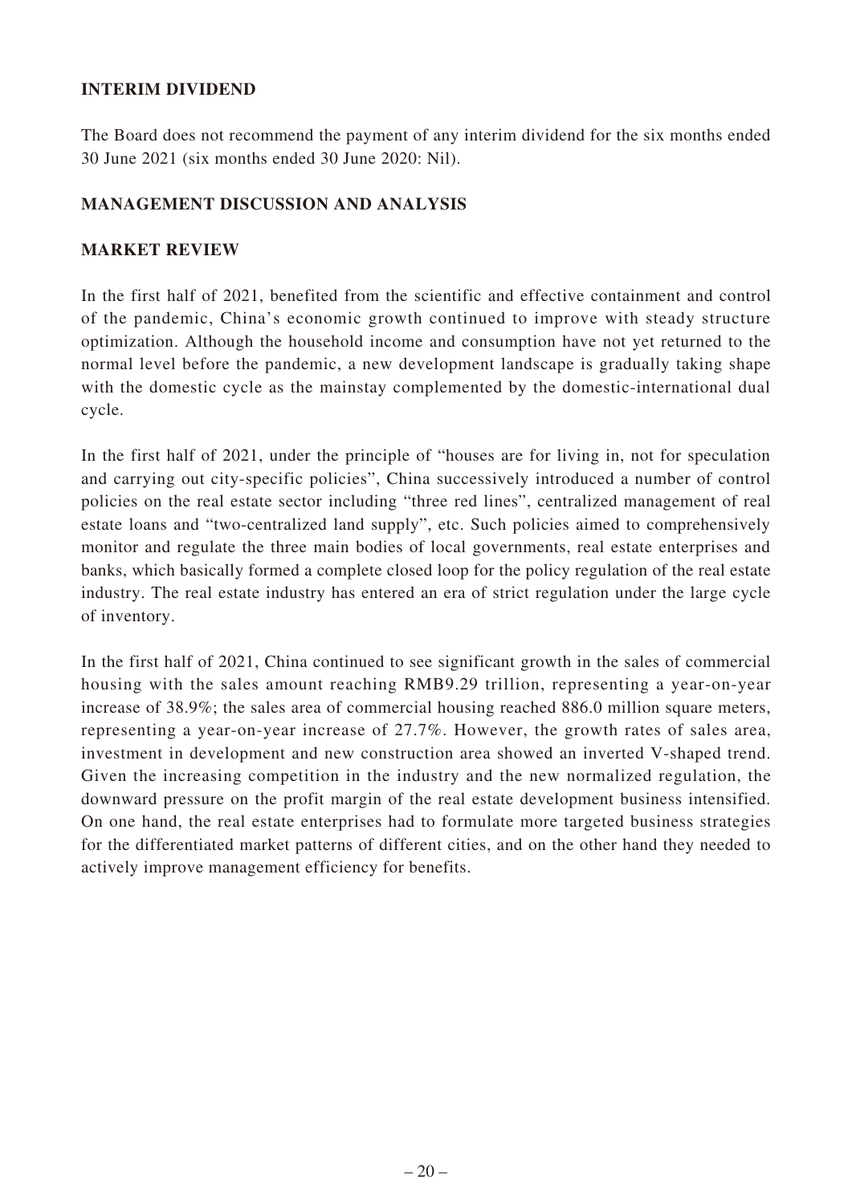## INTERIM DIVIDEND

The Board does not recommend the payment of any interim dividend for the six months ended 30 June 2021 (six months ended 30 June 2020: Nil).

## MANAGEMENT DISCUSSION AND ANALYSIS

## MARKET REVIEW

In the first half of 2021, benefited from the scientific and effective containment and control of the pandemic, China's economic growth continued to improve with steady structure optimization. Although the household income and consumption have not yet returned to the normal level before the pandemic, a new development landscape is gradually taking shape with the domestic cycle as the mainstay complemented by the domestic-international dual cycle.

In the first half of 2021, under the principle of "houses are for living in, not for speculation and carrying out city-specific policies", China successively introduced a number of control policies on the real estate sector including "three red lines", centralized management of real estate loans and "two-centralized land supply", etc. Such policies aimed to comprehensively monitor and regulate the three main bodies of local governments, real estate enterprises and banks, which basically formed a complete closed loop for the policy regulation of the real estate industry. The real estate industry has entered an era of strict regulation under the large cycle of inventory.

In the first half of 2021, China continued to see significant growth in the sales of commercial housing with the sales amount reaching RMB9.29 trillion, representing a year-on-year increase of 38.9%; the sales area of commercial housing reached 886.0 million square meters, representing a year-on-year increase of 27.7%. However, the growth rates of sales area, investment in development and new construction area showed an inverted V-shaped trend. Given the increasing competition in the industry and the new normalized regulation, the downward pressure on the profit margin of the real estate development business intensified. On one hand, the real estate enterprises had to formulate more targeted business strategies for the differentiated market patterns of different cities, and on the other hand they needed to actively improve management efficiency for benefits.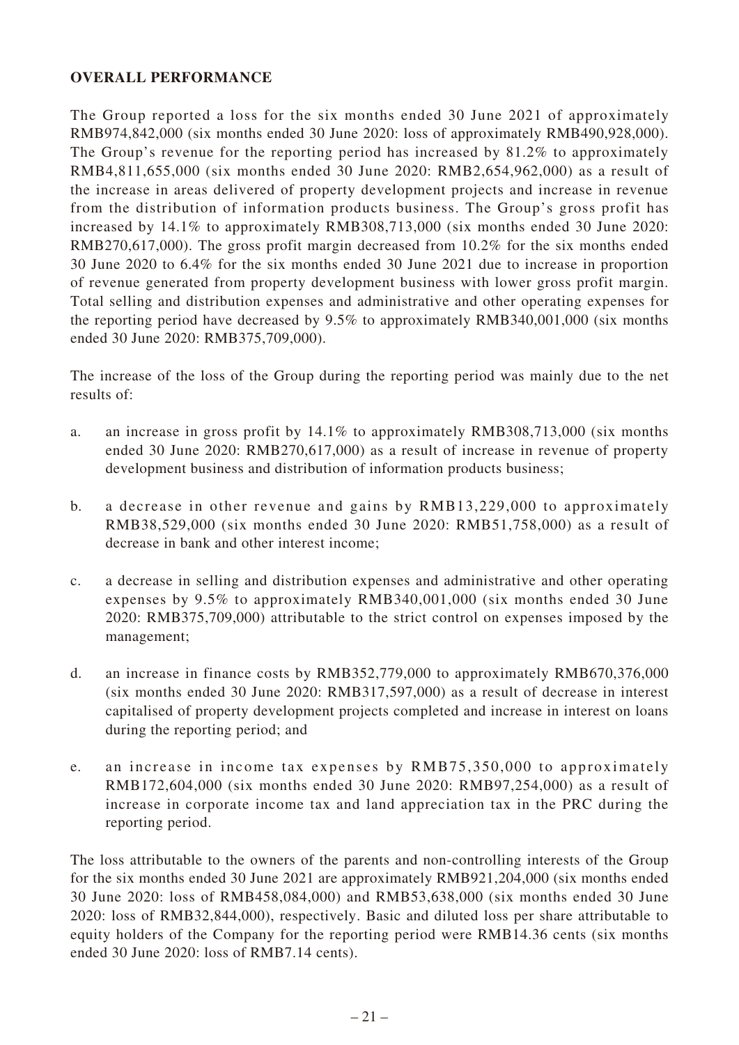## OVERALL PERFORMANCE

The Group reported a loss for the six months ended 30 June 2021 of approximately RMB974,842,000 (six months ended 30 June 2020: loss of approximately RMB490,928,000). The Group's revenue for the reporting period has increased by 81.2% to approximately RMB4,811,655,000 (six months ended 30 June 2020: RMB2,654,962,000) as a result of the increase in areas delivered of property development projects and increase in revenue from the distribution of information products business. The Group's gross profit has increased by 14.1% to approximately RMB308,713,000 (six months ended 30 June 2020: RMB270,617,000). The gross profit margin decreased from 10.2% for the six months ended 30 June 2020 to 6.4% for the six months ended 30 June 2021 due to increase in proportion of revenue generated from property development business with lower gross profit margin. Total selling and distribution expenses and administrative and other operating expenses for the reporting period have decreased by 9.5% to approximately RMB340,001,000 (six months ended 30 June 2020: RMB375,709,000).

The increase of the loss of the Group during the reporting period was mainly due to the net results of:

a. an increase in gross profit by 14.1% to approximately RMB308,713,000 (six months ended 30 June 2020: RMB270,617,000) as a result of increase in revenue of property development business and distribution of information products business;

b. a decrease in other revenue and gains by RMB13,229,000 to approximately RMB38,529,000 (six months ended 30 June 2020: RMB51,758,000) as a result of decrease in bank and other interest income;

c. a decrease in selling and distribution expenses and administrative and other operating expenses by 9.5% to approximately RMB340,001,000 (six months ended 30 June 2020: RMB375,709,000) attributable to the strict control on expenses imposed by the management;

d. an increase in finance costs by RMB352,779,000 to approximately RMB670,376,000 (six months ended 30 June 2020: RMB317,597,000) as a result of decrease in interest capitalised of property development projects completed and increase in interest on loans during the reporting period; and

e. an increase in income tax expenses by RMB75,350,000 to approximately RMB172,604,000 (six months ended 30 June 2020: RMB97,254,000) as a result of increase in corporate income tax and land appreciation tax in the PRC during the reporting period.

The loss attributable to the owners of the parents and non-controlling interests of the Group for the six months ended 30 June 2021 are approximately RMB921,204,000 (six months ended 30 June 2020: loss of RMB458,084,000) and RMB53,638,000 (six months ended 30 June 2020: loss of RMB32,844,000), respectively. Basic and diluted loss per share attributable to equity holders of the Company for the reporting period were RMB14.36 cents (six months ended 30 June 2020: loss of RMB7.14 cents).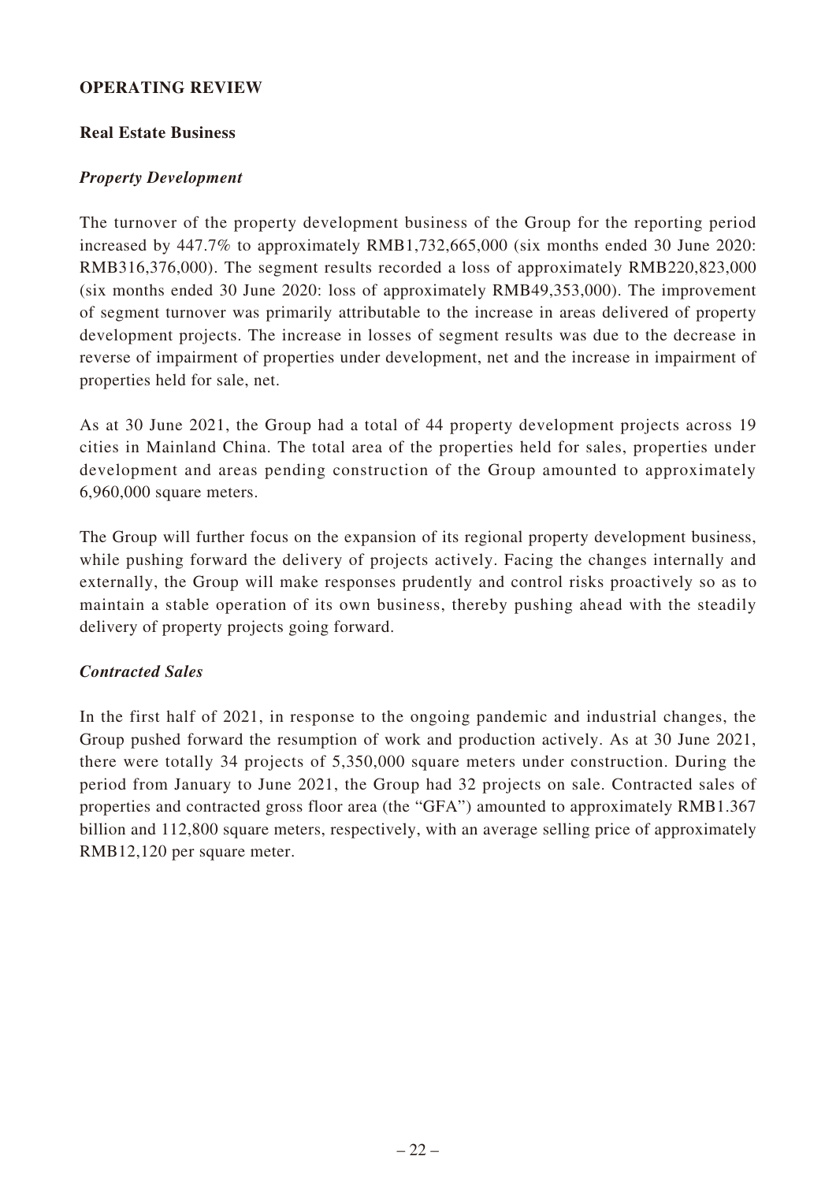## OPERATING REVIEW

### Real Estate Business

#### *Property Development*

The turnover of the property development business of the Group for the reporting period increased by 447.7% to approximately RMB1,732,665,000 (six months ended 30 June 2020: RMB316,376,000). The segment results recorded a loss of approximately RMB220,823,000 (six months ended 30 June 2020: loss of approximately RMB49,353,000). The improvement of segment turnover was primarily attributable to the increase in areas delivered of property development projects. The increase in losses of segment results was due to the decrease in reverse of impairment of properties under development, net and the increase in impairment of properties held for sale, net.

As at 30 June 2021, the Group had a total of 44 property development projects across 19 cities in Mainland China. The total area of the properties held for sales, properties under development and areas pending construction of the Group amounted to approximately 6,960,000 square meters.

The Group will further focus on the expansion of its regional property development business, while pushing forward the delivery of projects actively. Facing the changes internally and externally, the Group will make responses prudently and control risks proactively so as to maintain a stable operation of its own business, thereby pushing ahead with the steadily delivery of property projects going forward.

#### *Contracted Sales*

In the first half of 2021, in response to the ongoing pandemic and industrial changes, the Group pushed forward the resumption of work and production actively. As at 30 June 2021, there were totally 34 projects of 5,350,000 square meters under construction. During the period from January to June 2021, the Group had 32 projects on sale. Contracted sales of properties and contracted gross floor area (the "GFA") amounted to approximately RMB1.367 billion and 112,800 square meters, respectively, with an average selling price of approximately RMB12,120 per square meter.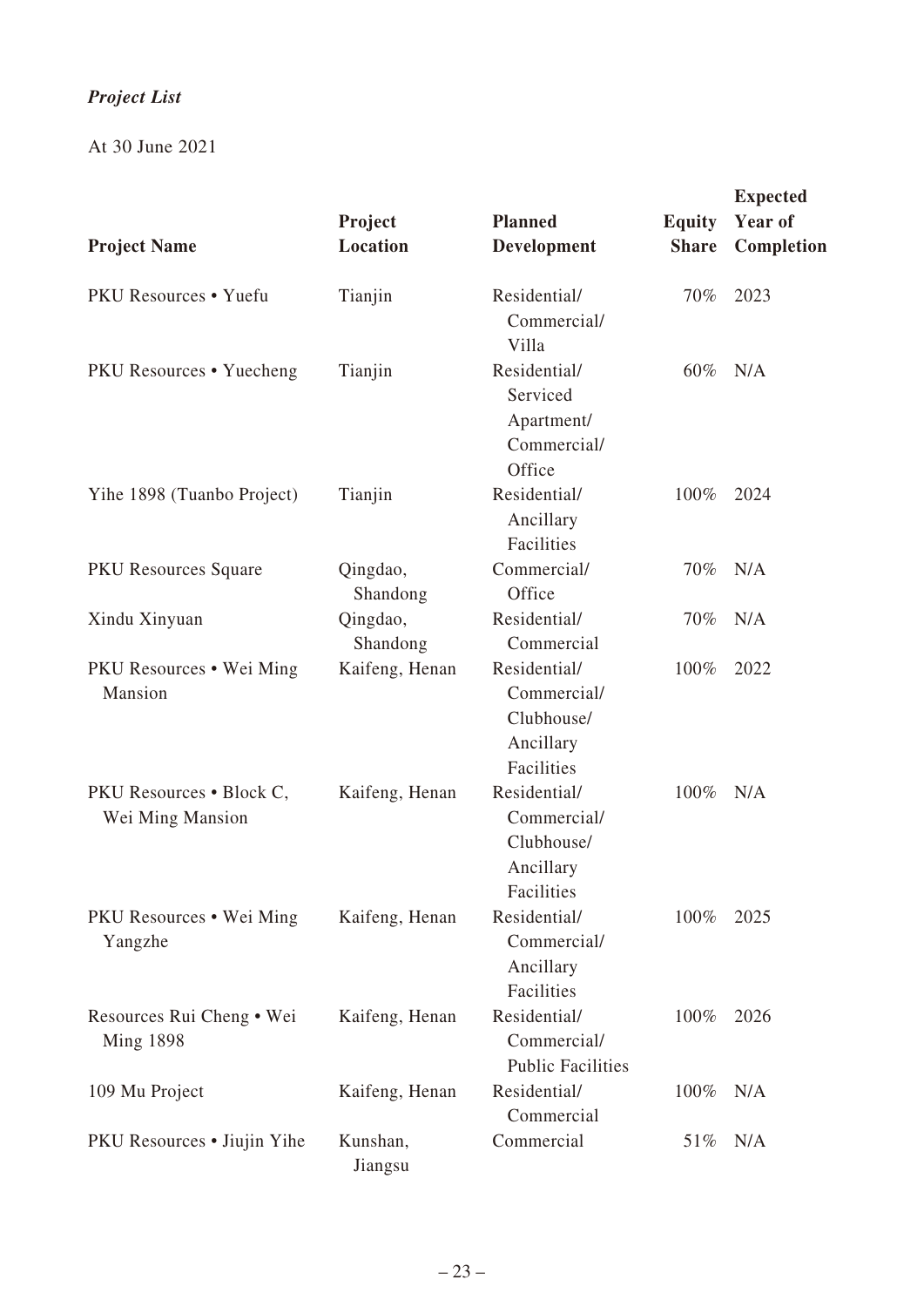***Project List***

At 30 June 2021

| Project Name | Project Location | Planned Development | Equity Share | Expected Year of Completion |
|---|---|---|---|---|
| PKU Resources • Yuefu | Tianjin | Residential/ Commercial/ Villa | 70% | 2023 |
| PKU Resources • Yuecheng | Tianjin | Residential/ Serviced Apartment/ Commercial/ Office | 60% | N/A |
| Yihe 1898 (Tuanbo Project) | Tianjin | Residential/ Ancillary Facilities | 100% | 2024 |
| PKU Resources Square | Qingdao, Shandong | Commercial/ Office | 70% | N/A |
| Xindu Xinyuan | Qingdao, Shandong | Residential/ Commercial | 70% | N/A |
| PKU Resources • Wei Ming Mansion | Kaifeng, Henan | Residential/ Commercial/ Clubhouse/ Ancillary Facilities | 100% | 2022 |
| PKU Resources • Block C, Wei Ming Mansion | Kaifeng, Henan | Residential/ Commercial/ Clubhouse/ Ancillary Facilities | 100% | N/A |
| PKU Resources • Wei Ming Yangzhe | Kaifeng, Henan | Residential/ Commercial/ Ancillary Facilities | 100% | 2025 |
| Resources Rui Cheng • Wei Ming 1898 | Kaifeng, Henan | Residential/ Commercial/ Public Facilities | 100% | 2026 |
| 109 Mu Project | Kaifeng, Henan | Residential/ Commercial | 100% | N/A |
| PKU Resources • Jiujin Yihe | Kunshan, Jiangsu | Commercial | 51% | N/A |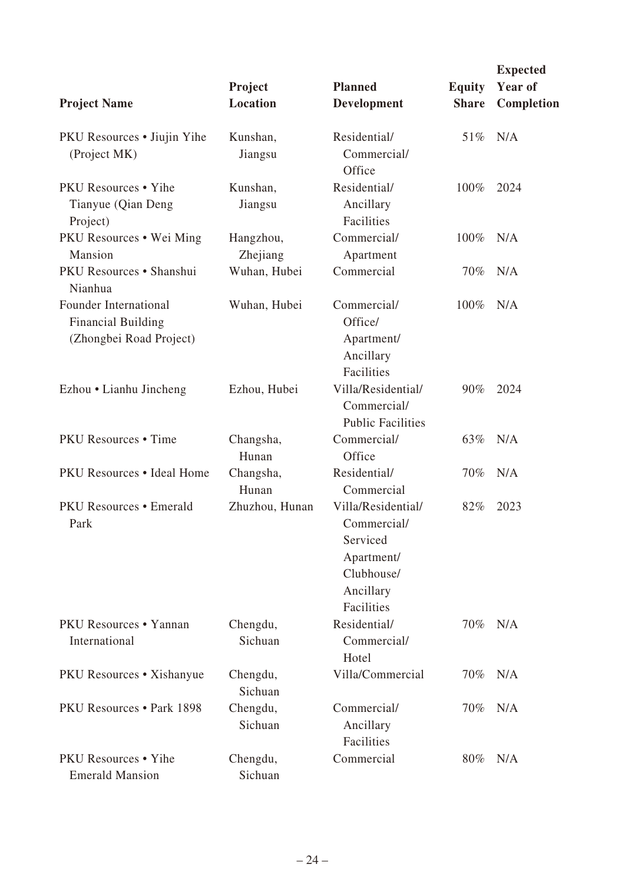| Project Name | Project Location | Planned Development | Equity Share | Expected Year of Completion |
|---|---|---|---|---|
| PKU Resources • Jiujin Yihe (Project MK) | Kunshan, Jiangsu | Residential/ Commercial/ Office | 51% | N/A |
| PKU Resources • Yihe Tianyue (Qian Deng Project) | Kunshan, Jiangsu | Residential/ Ancillary Facilities | 100% | 2024 |
| PKU Resources • Wei Ming Mansion | Hangzhou, Zhejiang | Commercial/ Apartment | 100% | N/A |
| PKU Resources • Shanshui Nianhua | Wuhan, Hubei | Commercial | 70% | N/A |
| Founder International Financial Building (Zhongbei Road Project) | Wuhan, Hubei | Commercial/ Office/ Apartment/ Ancillary Facilities | 100% | N/A |
| Ezhou • Lianhu Jincheng | Ezhou, Hubei | Villa/Residential/ Commercial/ Public Facilities | 90% | 2024 |
| PKU Resources • Time | Changsha, Hunan | Commercial/ Office | 63% | N/A |
| PKU Resources • Ideal Home | Changsha, Hunan | Residential/ Commercial | 70% | N/A |
| PKU Resources • Emerald Park | Zhuzhou, Hunan | Villa/Residential/ Commercial/ Serviced Apartment/ Clubhouse/ Ancillary Facilities | 82% | 2023 |
| PKU Resources • Yannan International | Chengdu, Sichuan | Residential/ Commercial/ Hotel | 70% | N/A |
| PKU Resources • Xishanyue | Chengdu, Sichuan | Villa/Commercial | 70% | N/A |
| PKU Resources • Park 1898 | Chengdu, Sichuan | Commercial/ Ancillary Facilities | 70% | N/A |
| PKU Resources • Yihe Emerald Mansion | Chengdu, Sichuan | Commercial | 80% | N/A |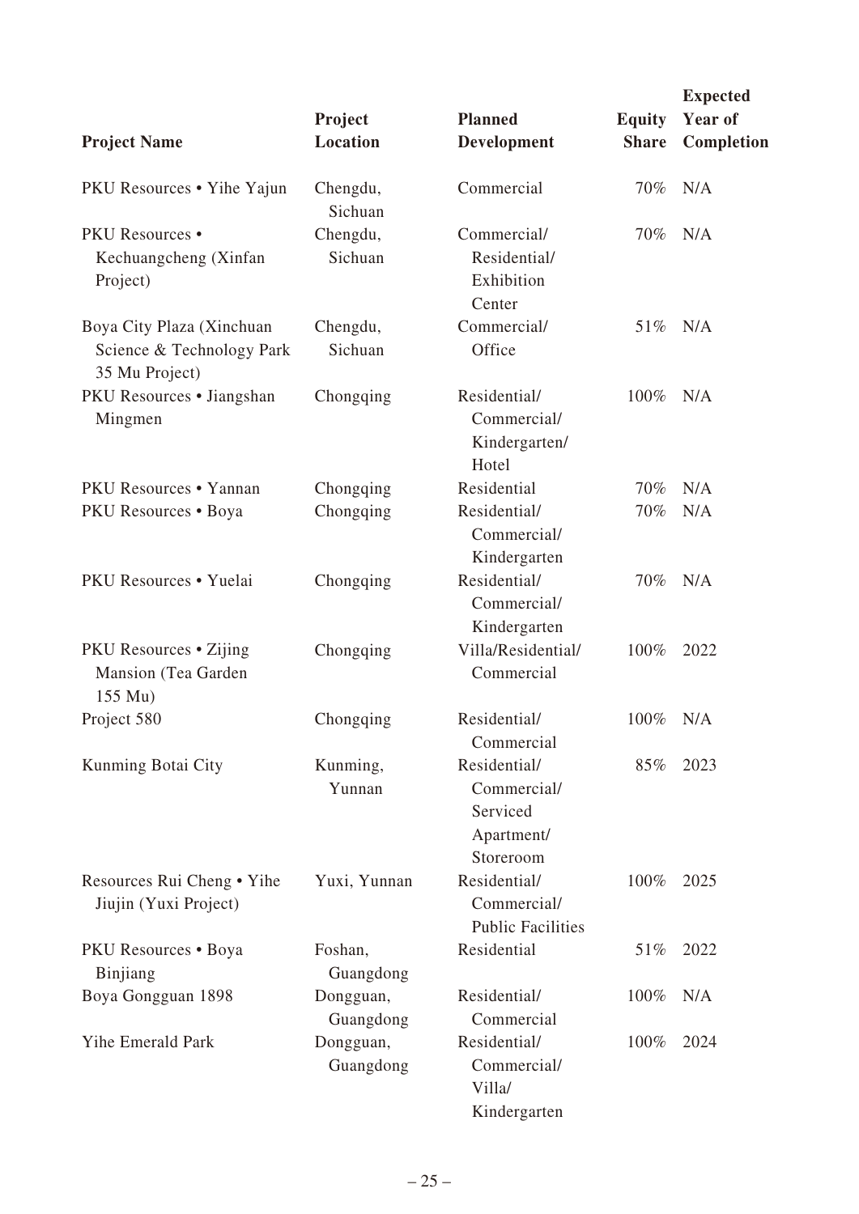| Project Name | Project Location | Planned Development | Equity Share | Expected Year of Completion |
|---|---|---|---|---|
| PKU Resources • Yihe Yajun | Chengdu, Sichuan | Commercial | 70% | N/A |
| PKU Resources • Kechuangcheng (Xinfan Project) | Chengdu, Sichuan | Commercial/ Residential/ Exhibition Center | 70% | N/A |
| Boya City Plaza (Xinchuan Science & Technology Park 35 Mu Project) | Chengdu, Sichuan | Commercial/ Office | 51% | N/A |
| PKU Resources • Jiangshan Mingmen | Chongqing | Residential/ Commercial/ Kindergarten/ Hotel | 100% | N/A |
| PKU Resources • Yannan | Chongqing | Residential | 70% | N/A |
| PKU Resources • Boya | Chongqing | Residential/ Commercial/ Kindergarten | 70% | N/A |
| PKU Resources • Yuelai | Chongqing | Residential/ Commercial/ Kindergarten | 70% | N/A |
| PKU Resources • Zijing Mansion (Tea Garden 155 Mu) | Chongqing | Villa/Residential/ Commercial | 100% | 2022 |
| Project 580 | Chongqing | Residential/ Commercial | 100% | N/A |
| Kunming Botai City | Kunming, Yunnan | Residential/ Commercial/ Serviced Apartment/ Storeroom | 85% | 2023 |
| Resources Rui Cheng • Yihe Jiujin (Yuxi Project) | Yuxi, Yunnan | Residential/ Commercial/ Public Facilities | 100% | 2025 |
| PKU Resources • Boya Binjiang | Foshan, Guangdong | Residential | 51% | 2022 |
| Boya Gongguan 1898 | Dongguan, Guangdong | Residential/ Commercial | 100% | N/A |
| Yihe Emerald Park | Dongguan, Guangdong | Residential/ Commercial/ Villa/ Kindergarten | 100% | 2024 |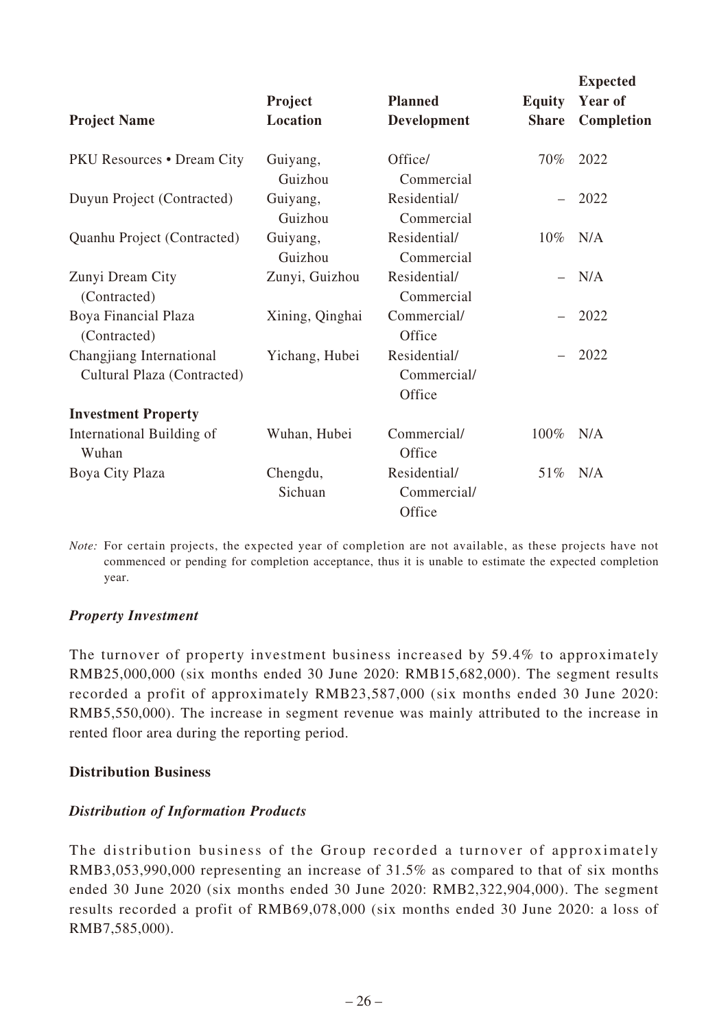| Project Name | Project Location | Planned Development | Equity Share | Expected Year of Completion |
|---|---|---|---|---|
| PKU Resources • Dream City | Guiyang, Guizhou | Office/ Commercial | 70% | 2022 |
| Duyun Project (Contracted) | Guiyang, Guizhou | Residential/ Commercial | – | 2022 |
| Quanhu Project (Contracted) | Guiyang, Guizhou | Residential/ Commercial | 10% | N/A |
| Zunyi Dream City (Contracted) | Zunyi, Guizhou | Residential/ Commercial | – | N/A |
| Boya Financial Plaza (Contracted) | Xining, Qinghai | Commercial/ Office | – | 2022 |
| Changjiang International Cultural Plaza (Contracted) | Yichang, Hubei | Residential/ Commercial/ Office | – | 2022 |
| **Investment Property** | | | | |
| International Building of Wuhan | Wuhan, Hubei | Commercial/ Office | 100% | N/A |
| Boya City Plaza | Chengdu, Sichuan | Residential/ Commercial/ Office | 51% | N/A |

*Note:* For certain projects, the expected year of completion are not available, as these projects have not commenced or pending for completion acceptance, thus it is unable to estimate the expected completion year.

***Property Investment***

The turnover of property investment business increased by 59.4% to approximately RMB25,000,000 (six months ended 30 June 2020: RMB15,682,000). The segment results recorded a profit of approximately RMB23,587,000 (six months ended 30 June 2020: RMB5,550,000). The increase in segment revenue was mainly attributed to the increase in rented floor area during the reporting period.

**Distribution Business**

***Distribution of Information Products***

The distribution business of the Group recorded a turnover of approximately RMB3,053,990,000 representing an increase of 31.5% as compared to that of six months ended 30 June 2020 (six months ended 30 June 2020: RMB2,322,904,000). The segment results recorded a profit of RMB69,078,000 (six months ended 30 June 2020: a loss of RMB7,585,000).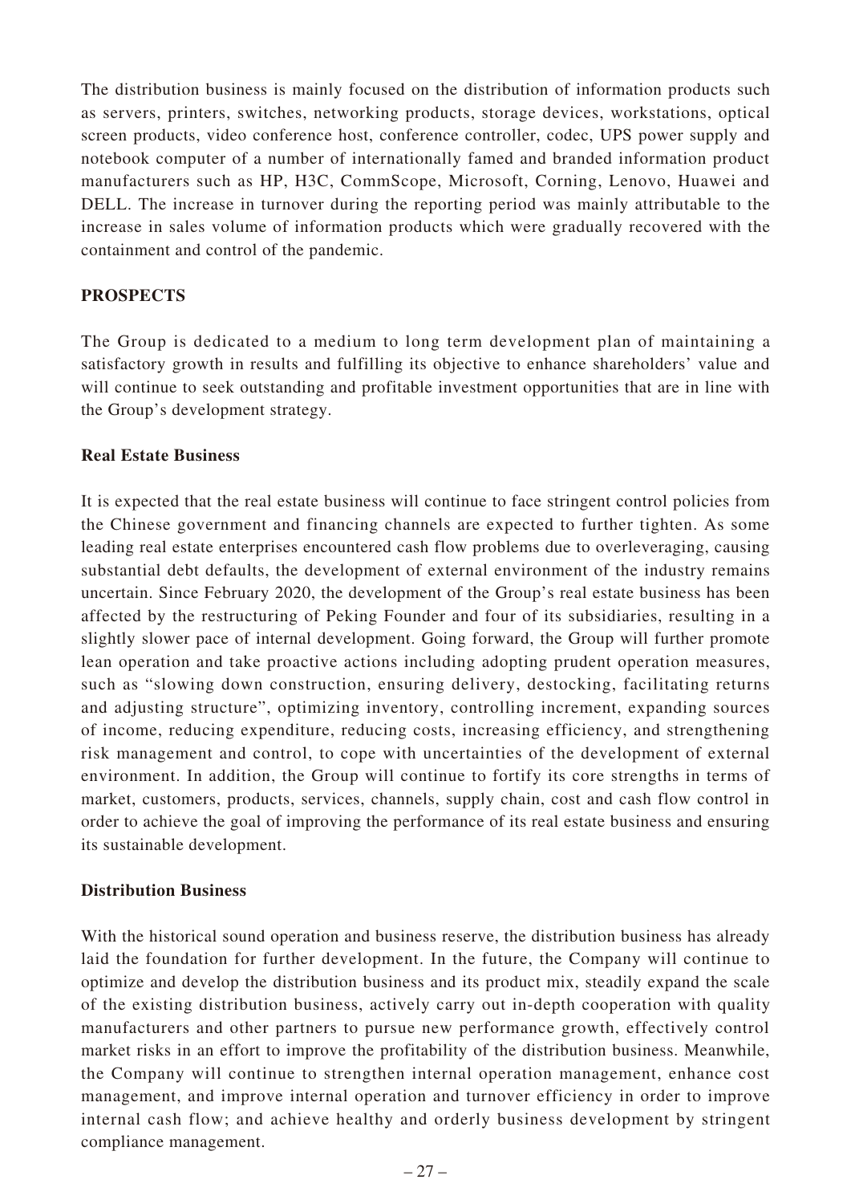The distribution business is mainly focused on the distribution of information products such as servers, printers, switches, networking products, storage devices, workstations, optical screen products, video conference host, conference controller, codec, UPS power supply and notebook computer of a number of internationally famed and branded information product manufacturers such as HP, H3C, CommScope, Microsoft, Corning, Lenovo, Huawei and DELL. The increase in turnover during the reporting period was mainly attributable to the increase in sales volume of information products which were gradually recovered with the containment and control of the pandemic.

## PROSPECTS

The Group is dedicated to a medium to long term development plan of maintaining a satisfactory growth in results and fulfilling its objective to enhance shareholders' value and will continue to seek outstanding and profitable investment opportunities that are in line with the Group's development strategy.

### Real Estate Business

It is expected that the real estate business will continue to face stringent control policies from the Chinese government and financing channels are expected to further tighten. As some leading real estate enterprises encountered cash flow problems due to overleveraging, causing substantial debt defaults, the development of external environment of the industry remains uncertain. Since February 2020, the development of the Group's real estate business has been affected by the restructuring of Peking Founder and four of its subsidiaries, resulting in a slightly slower pace of internal development. Going forward, the Group will further promote lean operation and take proactive actions including adopting prudent operation measures, such as "slowing down construction, ensuring delivery, destocking, facilitating returns and adjusting structure", optimizing inventory, controlling increment, expanding sources of income, reducing expenditure, reducing costs, increasing efficiency, and strengthening risk management and control, to cope with uncertainties of the development of external environment. In addition, the Group will continue to fortify its core strengths in terms of market, customers, products, services, channels, supply chain, cost and cash flow control in order to achieve the goal of improving the performance of its real estate business and ensuring its sustainable development.

### Distribution Business

With the historical sound operation and business reserve, the distribution business has already laid the foundation for further development. In the future, the Company will continue to optimize and develop the distribution business and its product mix, steadily expand the scale of the existing distribution business, actively carry out in-depth cooperation with quality manufacturers and other partners to pursue new performance growth, effectively control market risks in an effort to improve the profitability of the distribution business. Meanwhile, the Company will continue to strengthen internal operation management, enhance cost management, and improve internal operation and turnover efficiency in order to improve internal cash flow; and achieve healthy and orderly business development by stringent compliance management.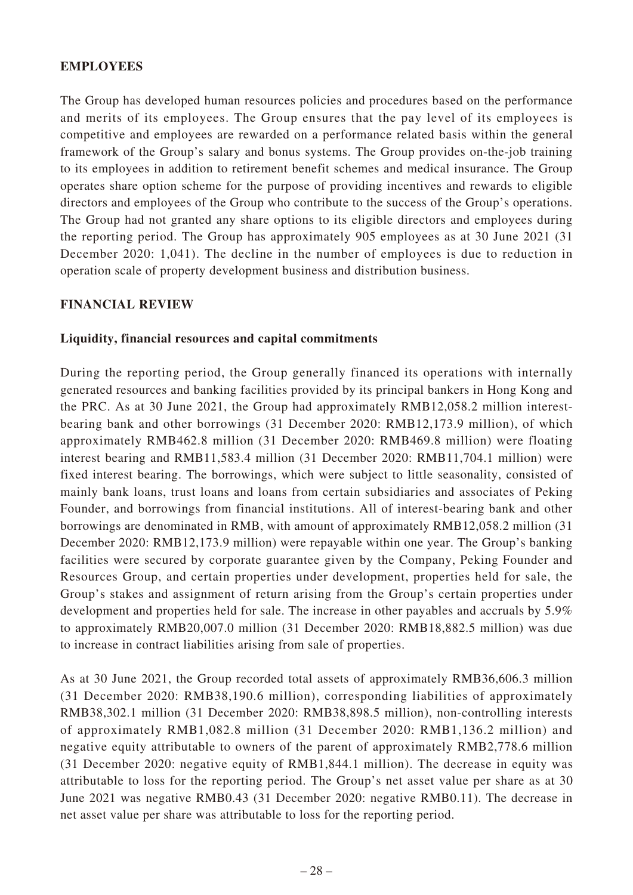## EMPLOYEES

The Group has developed human resources policies and procedures based on the performance and merits of its employees. The Group ensures that the pay level of its employees is competitive and employees are rewarded on a performance related basis within the general framework of the Group's salary and bonus systems. The Group provides on-the-job training to its employees in addition to retirement benefit schemes and medical insurance. The Group operates share option scheme for the purpose of providing incentives and rewards to eligible directors and employees of the Group who contribute to the success of the Group's operations. The Group had not granted any share options to its eligible directors and employees during the reporting period. The Group has approximately 905 employees as at 30 June 2021 (31 December 2020: 1,041). The decline in the number of employees is due to reduction in operation scale of property development business and distribution business.

## FINANCIAL REVIEW

### Liquidity, financial resources and capital commitments

During the reporting period, the Group generally financed its operations with internally generated resources and banking facilities provided by its principal bankers in Hong Kong and the PRC. As at 30 June 2021, the Group had approximately RMB12,058.2 million interest-bearing bank and other borrowings (31 December 2020: RMB12,173.9 million), of which approximately RMB462.8 million (31 December 2020: RMB469.8 million) were floating interest bearing and RMB11,583.4 million (31 December 2020: RMB11,704.1 million) were fixed interest bearing. The borrowings, which were subject to little seasonality, consisted of mainly bank loans, trust loans and loans from certain subsidiaries and associates of Peking Founder, and borrowings from financial institutions. All of interest-bearing bank and other borrowings are denominated in RMB, with amount of approximately RMB12,058.2 million (31 December 2020: RMB12,173.9 million) were repayable within one year. The Group's banking facilities were secured by corporate guarantee given by the Company, Peking Founder and Resources Group, and certain properties under development, properties held for sale, the Group's stakes and assignment of return arising from the Group's certain properties under development and properties held for sale. The increase in other payables and accruals by 5.9% to approximately RMB20,007.0 million (31 December 2020: RMB18,882.5 million) was due to increase in contract liabilities arising from sale of properties.

As at 30 June 2021, the Group recorded total assets of approximately RMB36,606.3 million (31 December 2020: RMB38,190.6 million), corresponding liabilities of approximately RMB38,302.1 million (31 December 2020: RMB38,898.5 million), non-controlling interests of approximately RMB1,082.8 million (31 December 2020: RMB1,136.2 million) and negative equity attributable to owners of the parent of approximately RMB2,778.6 million (31 December 2020: negative equity of RMB1,844.1 million). The decrease in equity was attributable to loss for the reporting period. The Group's net asset value per share as at 30 June 2021 was negative RMB0.43 (31 December 2020: negative RMB0.11). The decrease in net asset value per share was attributable to loss for the reporting period.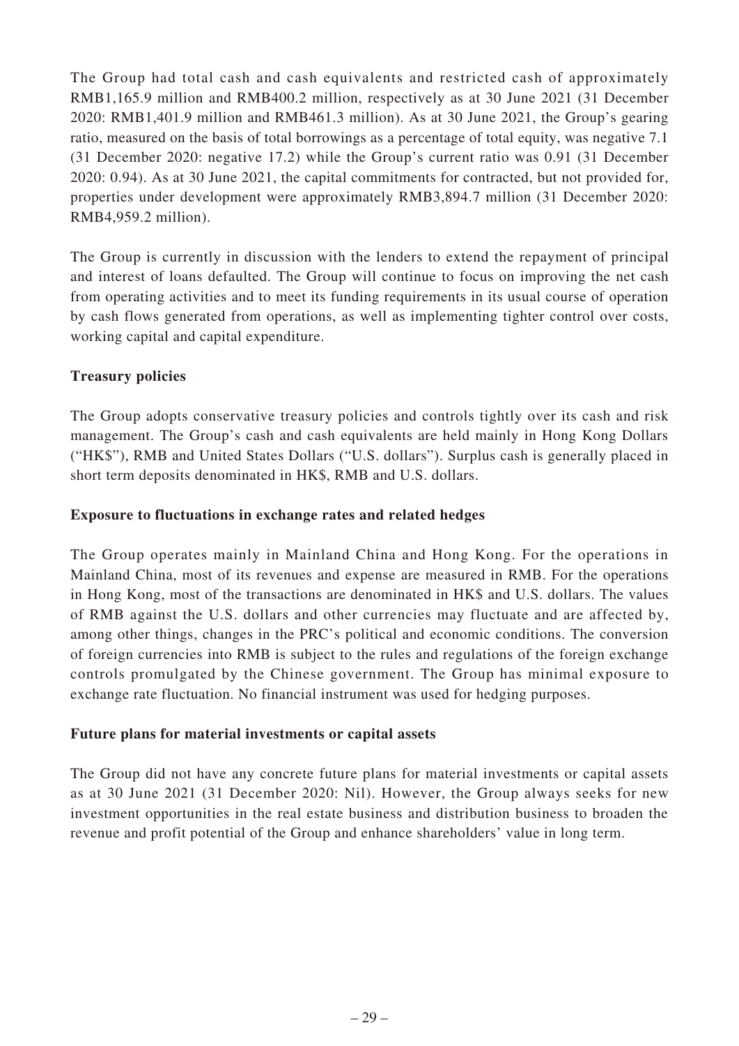The Group had total cash and cash equivalents and restricted cash of approximately RMB1,165.9 million and RMB400.2 million, respectively as at 30 June 2021 (31 December 2020: RMB1,401.9 million and RMB461.3 million). As at 30 June 2021, the Group's gearing ratio, measured on the basis of total borrowings as a percentage of total equity, was negative 7.1 (31 December 2020: negative 17.2) while the Group's current ratio was 0.91 (31 December 2020: 0.94). As at 30 June 2021, the capital commitments for contracted, but not provided for, properties under development were approximately RMB3,894.7 million (31 December 2020: RMB4,959.2 million).

The Group is currently in discussion with the lenders to extend the repayment of principal and interest of loans defaulted. The Group will continue to focus on improving the net cash from operating activities and to meet its funding requirements in its usual course of operation by cash flows generated from operations, as well as implementing tighter control over costs, working capital and capital expenditure.

**Treasury policies**

The Group adopts conservative treasury policies and controls tightly over its cash and risk management. The Group's cash and cash equivalents are held mainly in Hong Kong Dollars ("HK$"), RMB and United States Dollars ("U.S. dollars"). Surplus cash is generally placed in short term deposits denominated in HK$, RMB and U.S. dollars.

**Exposure to fluctuations in exchange rates and related hedges**

The Group operates mainly in Mainland China and Hong Kong. For the operations in Mainland China, most of its revenues and expense are measured in RMB. For the operations in Hong Kong, most of the transactions are denominated in HK$ and U.S. dollars. The values of RMB against the U.S. dollars and other currencies may fluctuate and are affected by, among other things, changes in the PRC's political and economic conditions. The conversion of foreign currencies into RMB is subject to the rules and regulations of the foreign exchange controls promulgated by the Chinese government. The Group has minimal exposure to exchange rate fluctuation. No financial instrument was used for hedging purposes.

**Future plans for material investments or capital assets**

The Group did not have any concrete future plans for material investments or capital assets as at 30 June 2021 (31 December 2020: Nil). However, the Group always seeks for new investment opportunities in the real estate business and distribution business to broaden the revenue and profit potential of the Group and enhance shareholders' value in long term.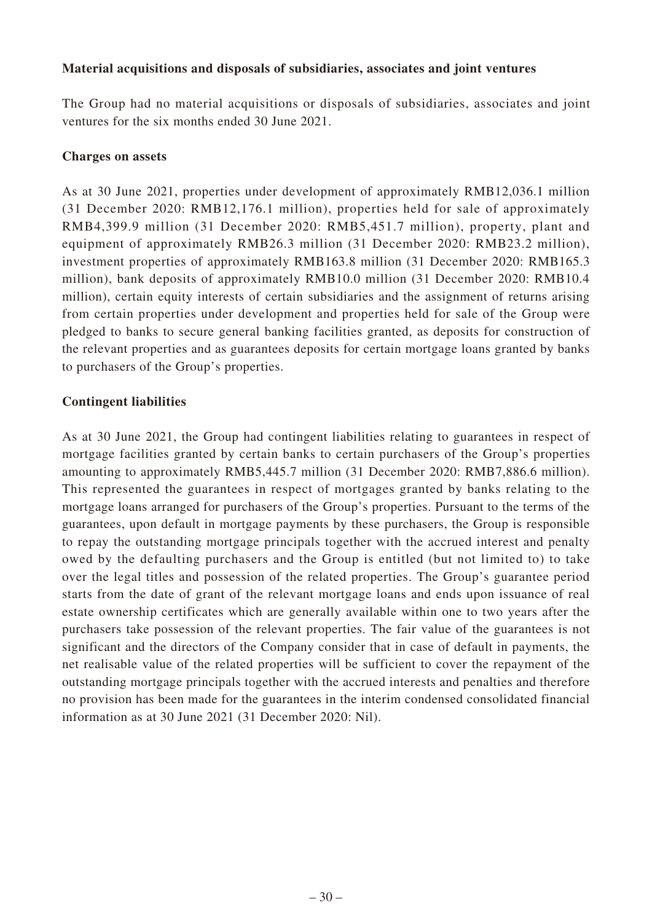**Material acquisitions and disposals of subsidiaries, associates and joint ventures**

The Group had no material acquisitions or disposals of subsidiaries, associates and joint ventures for the six months ended 30 June 2021.

**Charges on assets**

As at 30 June 2021, properties under development of approximately RMB12,036.1 million (31 December 2020: RMB12,176.1 million), properties held for sale of approximately RMB4,399.9 million (31 December 2020: RMB5,451.7 million), property, plant and equipment of approximately RMB26.3 million (31 December 2020: RMB23.2 million), investment properties of approximately RMB163.8 million (31 December 2020: RMB165.3 million), bank deposits of approximately RMB10.0 million (31 December 2020: RMB10.4 million), certain equity interests of certain subsidiaries and the assignment of returns arising from certain properties under development and properties held for sale of the Group were pledged to banks to secure general banking facilities granted, as deposits for construction of the relevant properties and as guarantees deposits for certain mortgage loans granted by banks to purchasers of the Group's properties.

**Contingent liabilities**

As at 30 June 2021, the Group had contingent liabilities relating to guarantees in respect of mortgage facilities granted by certain banks to certain purchasers of the Group's properties amounting to approximately RMB5,445.7 million (31 December 2020: RMB7,886.6 million). This represented the guarantees in respect of mortgages granted by banks relating to the mortgage loans arranged for purchasers of the Group's properties. Pursuant to the terms of the guarantees, upon default in mortgage payments by these purchasers, the Group is responsible to repay the outstanding mortgage principals together with the accrued interest and penalty owed by the defaulting purchasers and the Group is entitled (but not limited to) to take over the legal titles and possession of the related properties. The Group's guarantee period starts from the date of grant of the relevant mortgage loans and ends upon issuance of real estate ownership certificates which are generally available within one to two years after the purchasers take possession of the relevant properties. The fair value of the guarantees is not significant and the directors of the Company consider that in case of default in payments, the net realisable value of the related properties will be sufficient to cover the repayment of the outstanding mortgage principals together with the accrued interests and penalties and therefore no provision has been made for the guarantees in the interim condensed consolidated financial information as at 30 June 2021 (31 December 2020: Nil).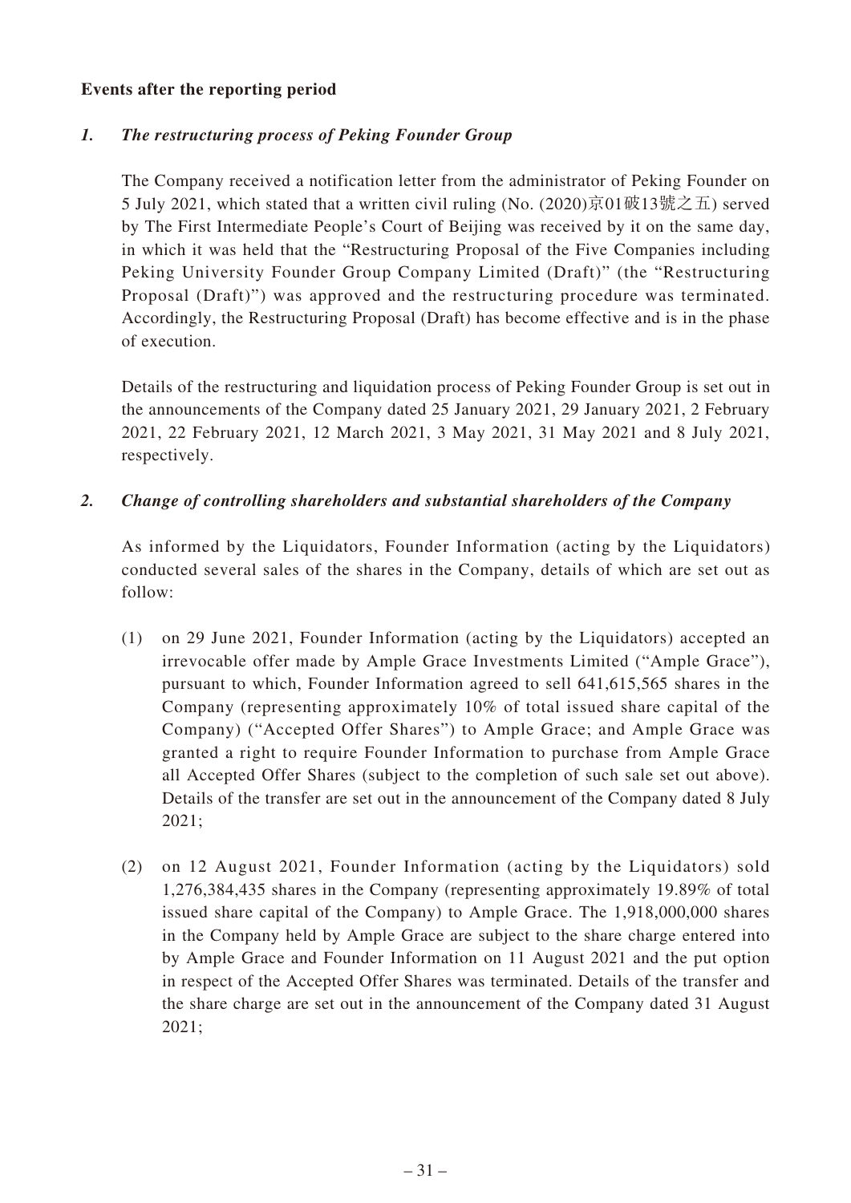**Events after the reporting period**

*1. The restructuring process of Peking Founder Group*

The Company received a notification letter from the administrator of Peking Founder on 5 July 2021, which stated that a written civil ruling (No. (2020)京01破13號之五) served by The First Intermediate People's Court of Beijing was received by it on the same day, in which it was held that the "Restructuring Proposal of the Five Companies including Peking University Founder Group Company Limited (Draft)" (the "Restructuring Proposal (Draft)") was approved and the restructuring procedure was terminated. Accordingly, the Restructuring Proposal (Draft) has become effective and is in the phase of execution.

Details of the restructuring and liquidation process of Peking Founder Group is set out in the announcements of the Company dated 25 January 2021, 29 January 2021, 2 February 2021, 22 February 2021, 12 March 2021, 3 May 2021, 31 May 2021 and 8 July 2021, respectively.

*2. Change of controlling shareholders and substantial shareholders of the Company*

As informed by the Liquidators, Founder Information (acting by the Liquidators) conducted several sales of the shares in the Company, details of which are set out as follow:

(1) on 29 June 2021, Founder Information (acting by the Liquidators) accepted an irrevocable offer made by Ample Grace Investments Limited ("Ample Grace"), pursuant to which, Founder Information agreed to sell 641,615,565 shares in the Company (representing approximately 10% of total issued share capital of the Company) ("Accepted Offer Shares") to Ample Grace; and Ample Grace was granted a right to require Founder Information to purchase from Ample Grace all Accepted Offer Shares (subject to the completion of such sale set out above). Details of the transfer are set out in the announcement of the Company dated 8 July 2021;

(2) on 12 August 2021, Founder Information (acting by the Liquidators) sold 1,276,384,435 shares in the Company (representing approximately 19.89% of total issued share capital of the Company) to Ample Grace. The 1,918,000,000 shares in the Company held by Ample Grace are subject to the share charge entered into by Ample Grace and Founder Information on 11 August 2021 and the put option in respect of the Accepted Offer Shares was terminated. Details of the transfer and the share charge are set out in the announcement of the Company dated 31 August 2021;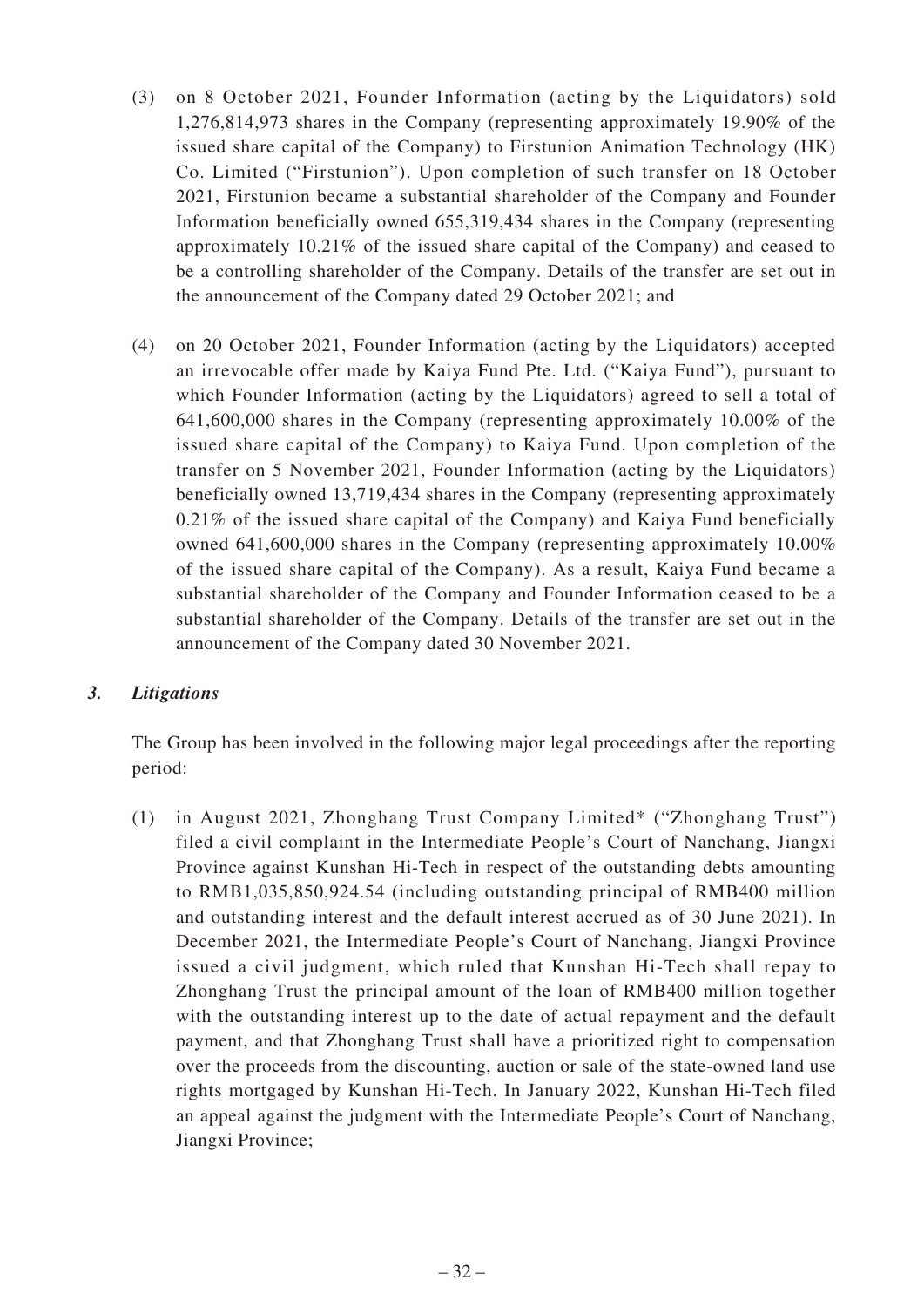(3) on 8 October 2021, Founder Information (acting by the Liquidators) sold 1,276,814,973 shares in the Company (representing approximately 19.90% of the issued share capital of the Company) to Firstunion Animation Technology (HK) Co. Limited ("Firstunion"). Upon completion of such transfer on 18 October 2021, Firstunion became a substantial shareholder of the Company and Founder Information beneficially owned 655,319,434 shares in the Company (representing approximately 10.21% of the issued share capital of the Company) and ceased to be a controlling shareholder of the Company. Details of the transfer are set out in the announcement of the Company dated 29 October 2021; and

(4) on 20 October 2021, Founder Information (acting by the Liquidators) accepted an irrevocable offer made by Kaiya Fund Pte. Ltd. ("Kaiya Fund"), pursuant to which Founder Information (acting by the Liquidators) agreed to sell a total of 641,600,000 shares in the Company (representing approximately 10.00% of the issued share capital of the Company) to Kaiya Fund. Upon completion of the transfer on 5 November 2021, Founder Information (acting by the Liquidators) beneficially owned 13,719,434 shares in the Company (representing approximately 0.21% of the issued share capital of the Company) and Kaiya Fund beneficially owned 641,600,000 shares in the Company (representing approximately 10.00% of the issued share capital of the Company). As a result, Kaiya Fund became a substantial shareholder of the Company and Founder Information ceased to be a substantial shareholder of the Company. Details of the transfer are set out in the announcement of the Company dated 30 November 2021.

### *3. Litigations*

The Group has been involved in the following major legal proceedings after the reporting period:

(1) in August 2021, Zhonghang Trust Company Limited* ("Zhonghang Trust") filed a civil complaint in the Intermediate People's Court of Nanchang, Jiangxi Province against Kunshan Hi-Tech in respect of the outstanding debts amounting to RMB1,035,850,924.54 (including outstanding principal of RMB400 million and outstanding interest and the default interest accrued as of 30 June 2021). In December 2021, the Intermediate People's Court of Nanchang, Jiangxi Province issued a civil judgment, which ruled that Kunshan Hi-Tech shall repay to Zhonghang Trust the principal amount of the loan of RMB400 million together with the outstanding interest up to the date of actual repayment and the default payment, and that Zhonghang Trust shall have a prioritized right to compensation over the proceeds from the discounting, auction or sale of the state-owned land use rights mortgaged by Kunshan Hi-Tech. In January 2022, Kunshan Hi-Tech filed an appeal against the judgment with the Intermediate People's Court of Nanchang, Jiangxi Province;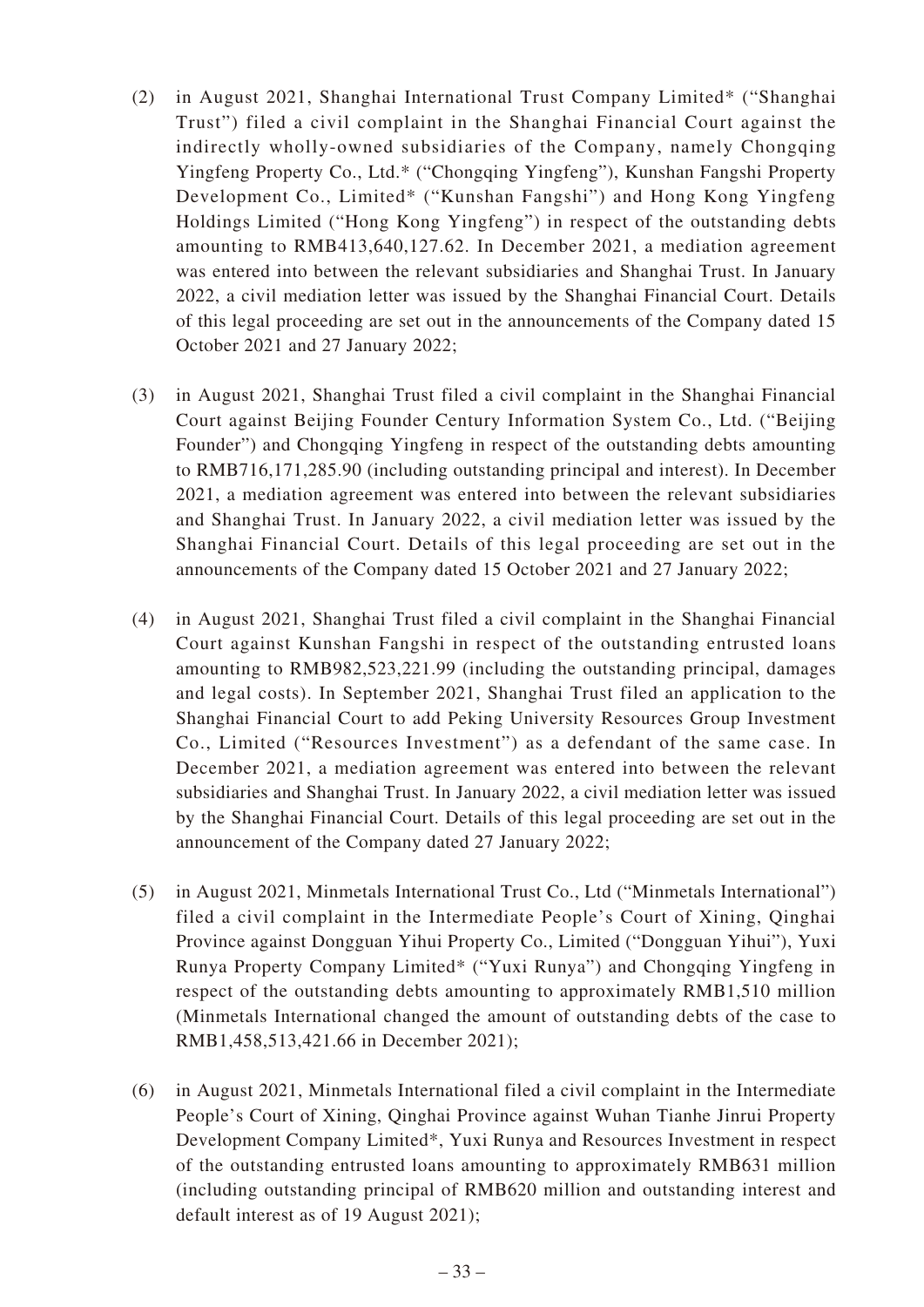(2) in August 2021, Shanghai International Trust Company Limited* ("Shanghai Trust") filed a civil complaint in the Shanghai Financial Court against the indirectly wholly-owned subsidiaries of the Company, namely Chongqing Yingfeng Property Co., Ltd.* ("Chongqing Yingfeng"), Kunshan Fangshi Property Development Co., Limited* ("Kunshan Fangshi") and Hong Kong Yingfeng Holdings Limited ("Hong Kong Yingfeng") in respect of the outstanding debts amounting to RMB413,640,127.62. In December 2021, a mediation agreement was entered into between the relevant subsidiaries and Shanghai Trust. In January 2022, a civil mediation letter was issued by the Shanghai Financial Court. Details of this legal proceeding are set out in the announcements of the Company dated 15 October 2021 and 27 January 2022;

(3) in August 2021, Shanghai Trust filed a civil complaint in the Shanghai Financial Court against Beijing Founder Century Information System Co., Ltd. ("Beijing Founder") and Chongqing Yingfeng in respect of the outstanding debts amounting to RMB716,171,285.90 (including outstanding principal and interest). In December 2021, a mediation agreement was entered into between the relevant subsidiaries and Shanghai Trust. In January 2022, a civil mediation letter was issued by the Shanghai Financial Court. Details of this legal proceeding are set out in the announcements of the Company dated 15 October 2021 and 27 January 2022;

(4) in August 2021, Shanghai Trust filed a civil complaint in the Shanghai Financial Court against Kunshan Fangshi in respect of the outstanding entrusted loans amounting to RMB982,523,221.99 (including the outstanding principal, damages and legal costs). In September 2021, Shanghai Trust filed an application to the Shanghai Financial Court to add Peking University Resources Group Investment Co., Limited ("Resources Investment") as a defendant of the same case. In December 2021, a mediation agreement was entered into between the relevant subsidiaries and Shanghai Trust. In January 2022, a civil mediation letter was issued by the Shanghai Financial Court. Details of this legal proceeding are set out in the announcement of the Company dated 27 January 2022;

(5) in August 2021, Minmetals International Trust Co., Ltd ("Minmetals International") filed a civil complaint in the Intermediate People's Court of Xining, Qinghai Province against Dongguan Yihui Property Co., Limited ("Dongguan Yihui"), Yuxi Runya Property Company Limited* ("Yuxi Runya") and Chongqing Yingfeng in respect of the outstanding debts amounting to approximately RMB1,510 million (Minmetals International changed the amount of outstanding debts of the case to RMB1,458,513,421.66 in December 2021);

(6) in August 2021, Minmetals International filed a civil complaint in the Intermediate People's Court of Xining, Qinghai Province against Wuhan Tianhe Jinrui Property Development Company Limited*, Yuxi Runya and Resources Investment in respect of the outstanding entrusted loans amounting to approximately RMB631 million (including outstanding principal of RMB620 million and outstanding interest and default interest as of 19 August 2021);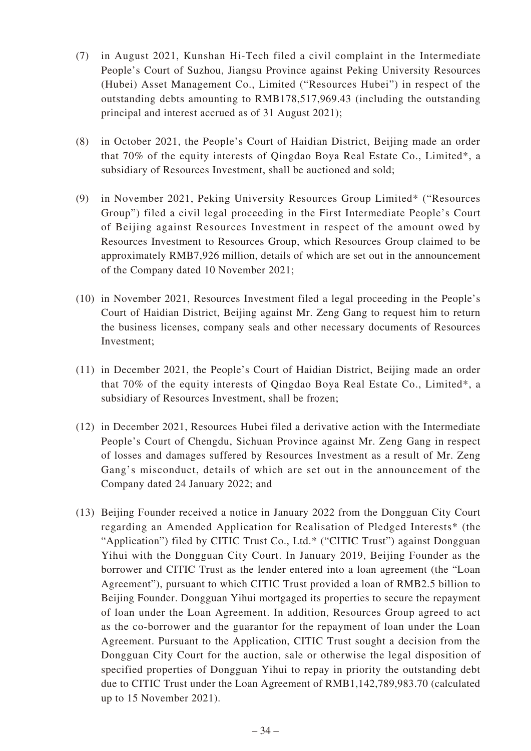(7) in August 2021, Kunshan Hi-Tech filed a civil complaint in the Intermediate People's Court of Suzhou, Jiangsu Province against Peking University Resources (Hubei) Asset Management Co., Limited ("Resources Hubei") in respect of the outstanding debts amounting to RMB178,517,969.43 (including the outstanding principal and interest accrued as of 31 August 2021);

(8) in October 2021, the People's Court of Haidian District, Beijing made an order that 70% of the equity interests of Qingdao Boya Real Estate Co., Limited*, a subsidiary of Resources Investment, shall be auctioned and sold;

(9) in November 2021, Peking University Resources Group Limited* ("Resources Group") filed a civil legal proceeding in the First Intermediate People's Court of Beijing against Resources Investment in respect of the amount owed by Resources Investment to Resources Group, which Resources Group claimed to be approximately RMB7,926 million, details of which are set out in the announcement of the Company dated 10 November 2021;

(10) in November 2021, Resources Investment filed a legal proceeding in the People's Court of Haidian District, Beijing against Mr. Zeng Gang to request him to return the business licenses, company seals and other necessary documents of Resources Investment;

(11) in December 2021, the People's Court of Haidian District, Beijing made an order that 70% of the equity interests of Qingdao Boya Real Estate Co., Limited*, a subsidiary of Resources Investment, shall be frozen;

(12) in December 2021, Resources Hubei filed a derivative action with the Intermediate People's Court of Chengdu, Sichuan Province against Mr. Zeng Gang in respect of losses and damages suffered by Resources Investment as a result of Mr. Zeng Gang's misconduct, details of which are set out in the announcement of the Company dated 24 January 2022; and

(13) Beijing Founder received a notice in January 2022 from the Dongguan City Court regarding an Amended Application for Realisation of Pledged Interests* (the "Application") filed by CITIC Trust Co., Ltd.* ("CITIC Trust") against Dongguan Yihui with the Dongguan City Court. In January 2019, Beijing Founder as the borrower and CITIC Trust as the lender entered into a loan agreement (the "Loan Agreement"), pursuant to which CITIC Trust provided a loan of RMB2.5 billion to Beijing Founder. Dongguan Yihui mortgaged its properties to secure the repayment of loan under the Loan Agreement. In addition, Resources Group agreed to act as the co-borrower and the guarantor for the repayment of loan under the Loan Agreement. Pursuant to the Application, CITIC Trust sought a decision from the Dongguan City Court for the auction, sale or otherwise the legal disposition of specified properties of Dongguan Yihui to repay in priority the outstanding debt due to CITIC Trust under the Loan Agreement of RMB1,142,789,983.70 (calculated up to 15 November 2021).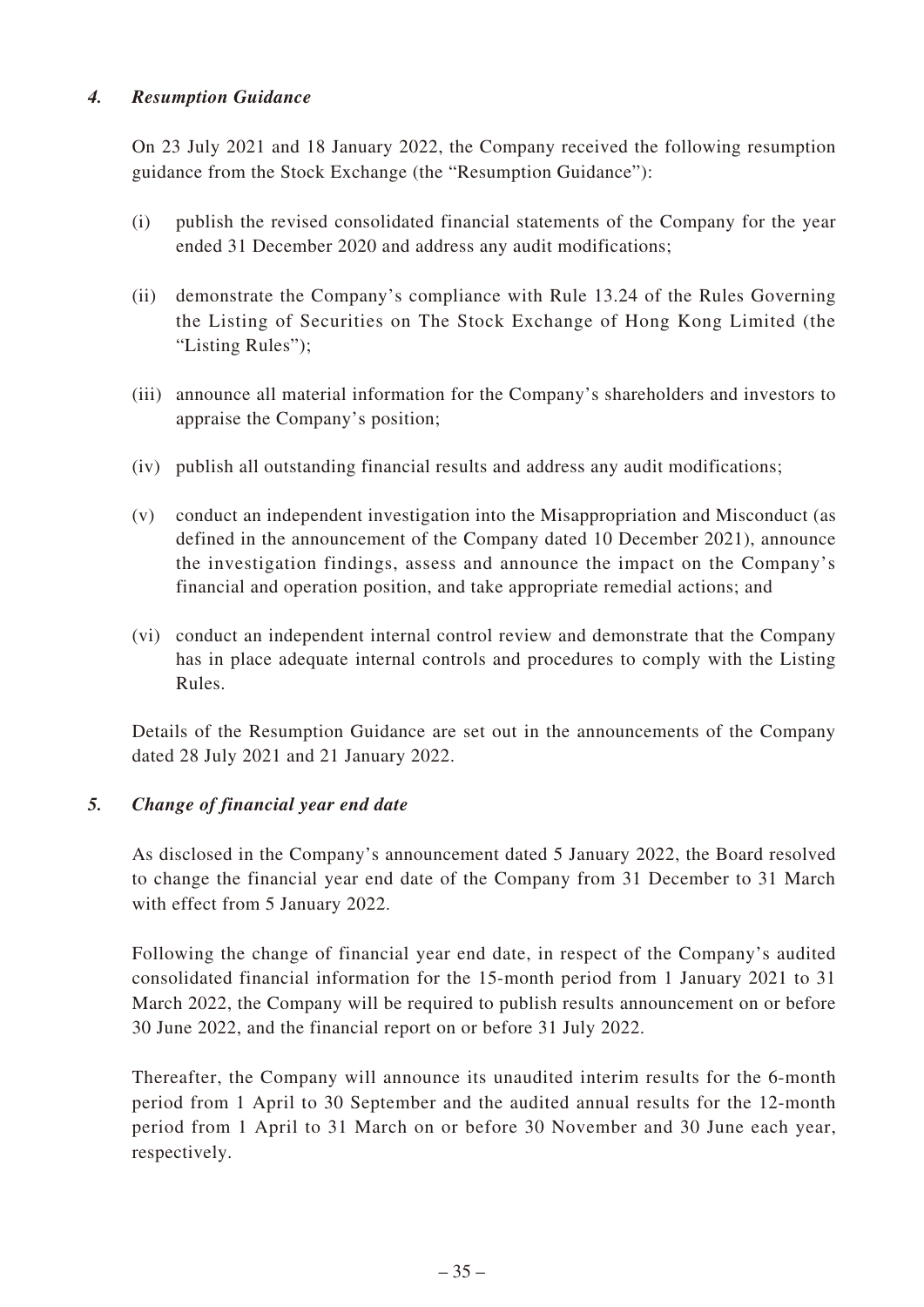### *4. Resumption Guidance*

On 23 July 2021 and 18 January 2022, the Company received the following resumption guidance from the Stock Exchange (the "Resumption Guidance"):

(i) publish the revised consolidated financial statements of the Company for the year ended 31 December 2020 and address any audit modifications;

(ii) demonstrate the Company's compliance with Rule 13.24 of the Rules Governing the Listing of Securities on The Stock Exchange of Hong Kong Limited (the "Listing Rules");

(iii) announce all material information for the Company's shareholders and investors to appraise the Company's position;

(iv) publish all outstanding financial results and address any audit modifications;

(v) conduct an independent investigation into the Misappropriation and Misconduct (as defined in the announcement of the Company dated 10 December 2021), announce the investigation findings, assess and announce the impact on the Company's financial and operation position, and take appropriate remedial actions; and

(vi) conduct an independent internal control review and demonstrate that the Company has in place adequate internal controls and procedures to comply with the Listing Rules.

Details of the Resumption Guidance are set out in the announcements of the Company dated 28 July 2021 and 21 January 2022.

### *5. Change of financial year end date*

As disclosed in the Company's announcement dated 5 January 2022, the Board resolved to change the financial year end date of the Company from 31 December to 31 March with effect from 5 January 2022.

Following the change of financial year end date, in respect of the Company's audited consolidated financial information for the 15-month period from 1 January 2021 to 31 March 2022, the Company will be required to publish results announcement on or before 30 June 2022, and the financial report on or before 31 July 2022.

Thereafter, the Company will announce its unaudited interim results for the 6-month period from 1 April to 30 September and the audited annual results for the 12-month period from 1 April to 31 March on or before 30 November and 30 June each year, respectively.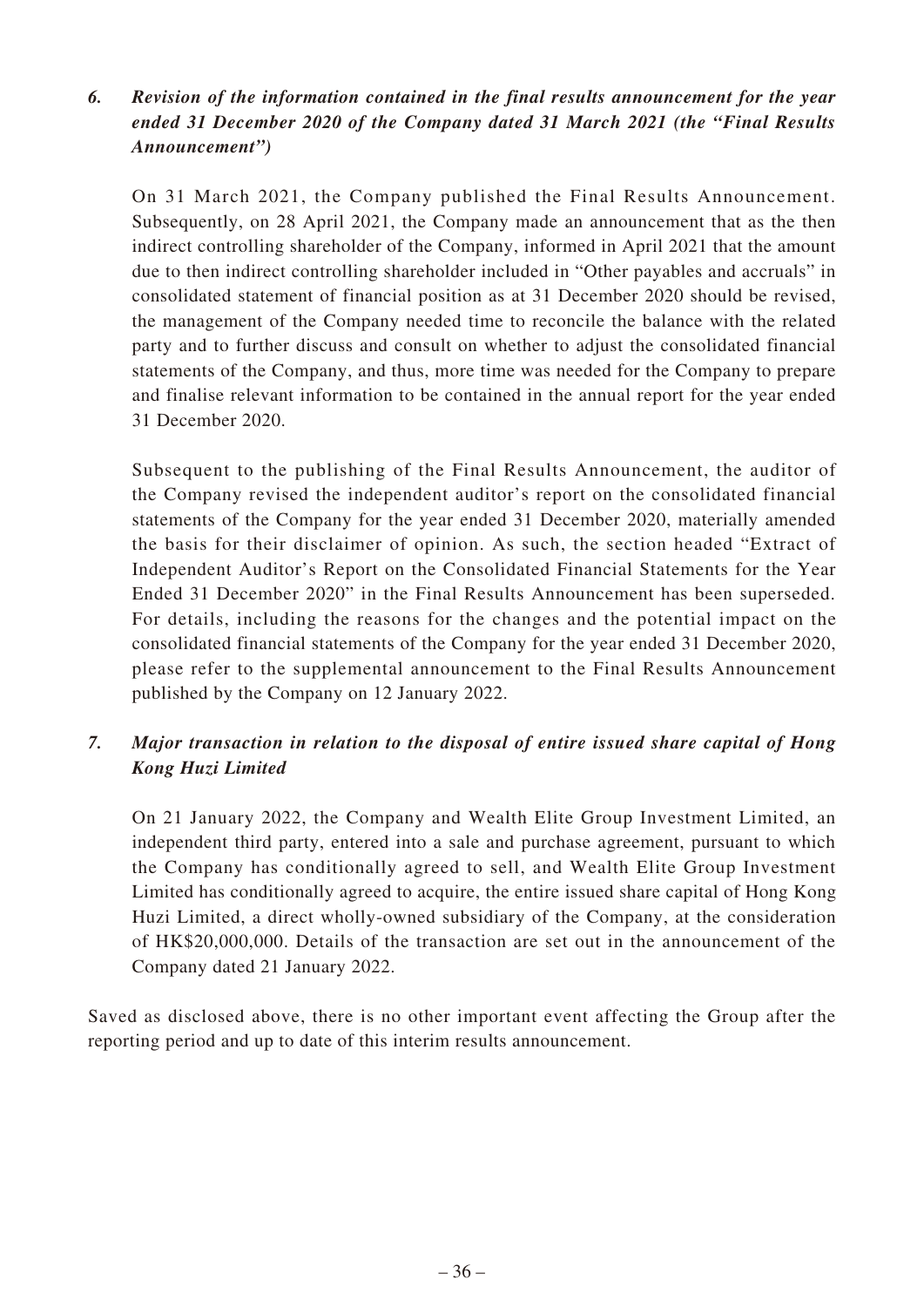### *6. Revision of the information contained in the final results announcement for the year ended 31 December 2020 of the Company dated 31 March 2021 (the "Final Results Announcement")*

On 31 March 2021, the Company published the Final Results Announcement. Subsequently, on 28 April 2021, the Company made an announcement that as the then indirect controlling shareholder of the Company, informed in April 2021 that the amount due to then indirect controlling shareholder included in "Other payables and accruals" in consolidated statement of financial position as at 31 December 2020 should be revised, the management of the Company needed time to reconcile the balance with the related party and to further discuss and consult on whether to adjust the consolidated financial statements of the Company, and thus, more time was needed for the Company to prepare and finalise relevant information to be contained in the annual report for the year ended 31 December 2020.

Subsequent to the publishing of the Final Results Announcement, the auditor of the Company revised the independent auditor's report on the consolidated financial statements of the Company for the year ended 31 December 2020, materially amended the basis for their disclaimer of opinion. As such, the section headed "Extract of Independent Auditor's Report on the Consolidated Financial Statements for the Year Ended 31 December 2020" in the Final Results Announcement has been superseded. For details, including the reasons for the changes and the potential impact on the consolidated financial statements of the Company for the year ended 31 December 2020, please refer to the supplemental announcement to the Final Results Announcement published by the Company on 12 January 2022.

### *7. Major transaction in relation to the disposal of entire issued share capital of Hong Kong Huzi Limited*

On 21 January 2022, the Company and Wealth Elite Group Investment Limited, an independent third party, entered into a sale and purchase agreement, pursuant to which the Company has conditionally agreed to sell, and Wealth Elite Group Investment Limited has conditionally agreed to acquire, the entire issued share capital of Hong Kong Huzi Limited, a direct wholly-owned subsidiary of the Company, at the consideration of HK$20,000,000. Details of the transaction are set out in the announcement of the Company dated 21 January 2022.

Saved as disclosed above, there is no other important event affecting the Group after the reporting period and up to date of this interim results announcement.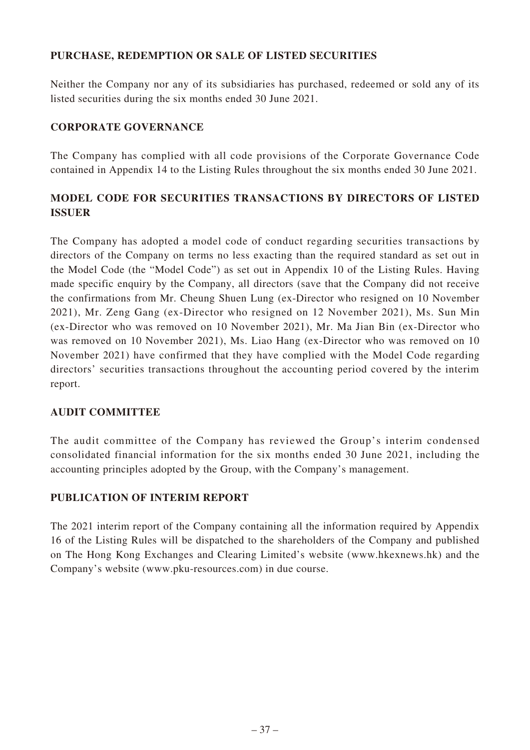## PURCHASE, REDEMPTION OR SALE OF LISTED SECURITIES

Neither the Company nor any of its subsidiaries has purchased, redeemed or sold any of its listed securities during the six months ended 30 June 2021.

## CORPORATE GOVERNANCE

The Company has complied with all code provisions of the Corporate Governance Code contained in Appendix 14 to the Listing Rules throughout the six months ended 30 June 2021.

## MODEL CODE FOR SECURITIES TRANSACTIONS BY DIRECTORS OF LISTED ISSUER

The Company has adopted a model code of conduct regarding securities transactions by directors of the Company on terms no less exacting than the required standard as set out in the Model Code (the "Model Code") as set out in Appendix 10 of the Listing Rules. Having made specific enquiry by the Company, all directors (save that the Company did not receive the confirmations from Mr. Cheung Shuen Lung (ex-Director who resigned on 10 November 2021), Mr. Zeng Gang (ex-Director who resigned on 12 November 2021), Ms. Sun Min (ex-Director who was removed on 10 November 2021), Mr. Ma Jian Bin (ex-Director who was removed on 10 November 2021), Ms. Liao Hang (ex-Director who was removed on 10 November 2021) have confirmed that they have complied with the Model Code regarding directors' securities transactions throughout the accounting period covered by the interim report.

## AUDIT COMMITTEE

The audit committee of the Company has reviewed the Group's interim condensed consolidated financial information for the six months ended 30 June 2021, including the accounting principles adopted by the Group, with the Company's management.

## PUBLICATION OF INTERIM REPORT

The 2021 interim report of the Company containing all the information required by Appendix 16 of the Listing Rules will be dispatched to the shareholders of the Company and published on The Hong Kong Exchanges and Clearing Limited's website (www.hkexnews.hk) and the Company's website (www.pku-resources.com) in due course.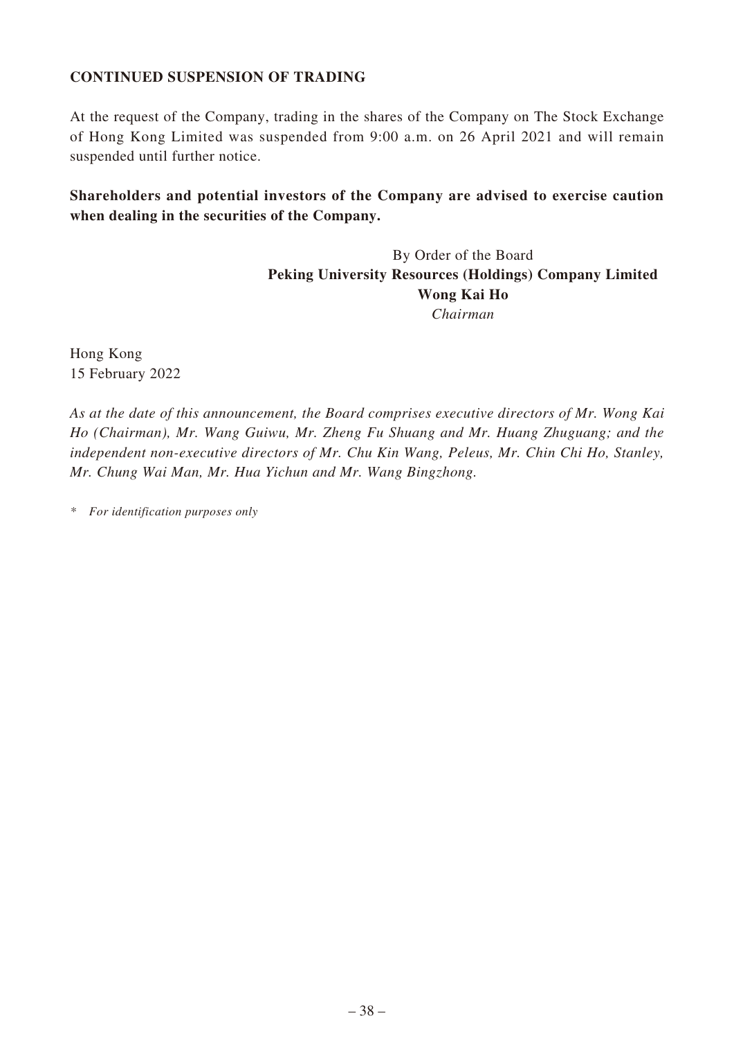**CONTINUED SUSPENSION OF TRADING**

At the request of the Company, trading in the shares of the Company on The Stock Exchange of Hong Kong Limited was suspended from 9:00 a.m. on 26 April 2021 and will remain suspended until further notice.

**Shareholders and potential investors of the Company are advised to exercise caution when dealing in the securities of the Company.**

By Order of the Board
**Peking University Resources (Holdings) Company Limited**
**Wong Kai Ho**
*Chairman*

Hong Kong
15 February 2022

*As at the date of this announcement, the Board comprises executive directors of Mr. Wong Kai Ho (Chairman), Mr. Wang Guiwu, Mr. Zheng Fu Shuang and Mr. Huang Zhuguang; and the independent non-executive directors of Mr. Chu Kin Wang, Peleus, Mr. Chin Chi Ho, Stanley, Mr. Chung Wai Man, Mr. Hua Yichun and Mr. Wang Bingzhong.*

\* *For identification purposes only*